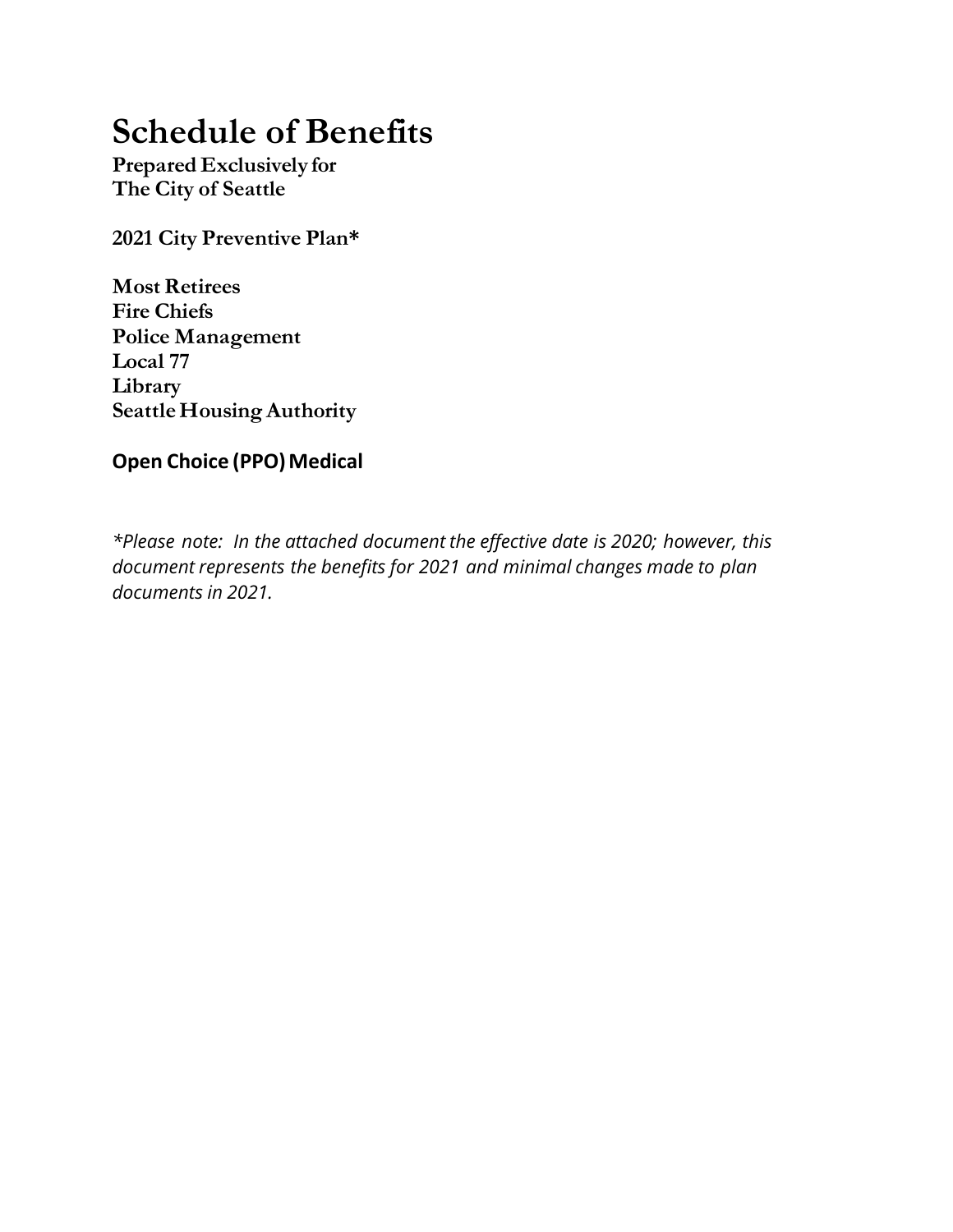# Schedule of Benefits

**Prepared Exclusively for**
**The City of Seattle**

**2021 City Preventive Plan***

**Most Retirees**
**Fire Chiefs**
**Police Management**
**Local 77**
**Library**
**Seattle Housing Authority**

## Open Choice (PPO) Medical

*\*Please note: In the attached document the effective date is 2020; however, this document represents the benefits for 2021 and minimal changes made to plan documents in 2021.*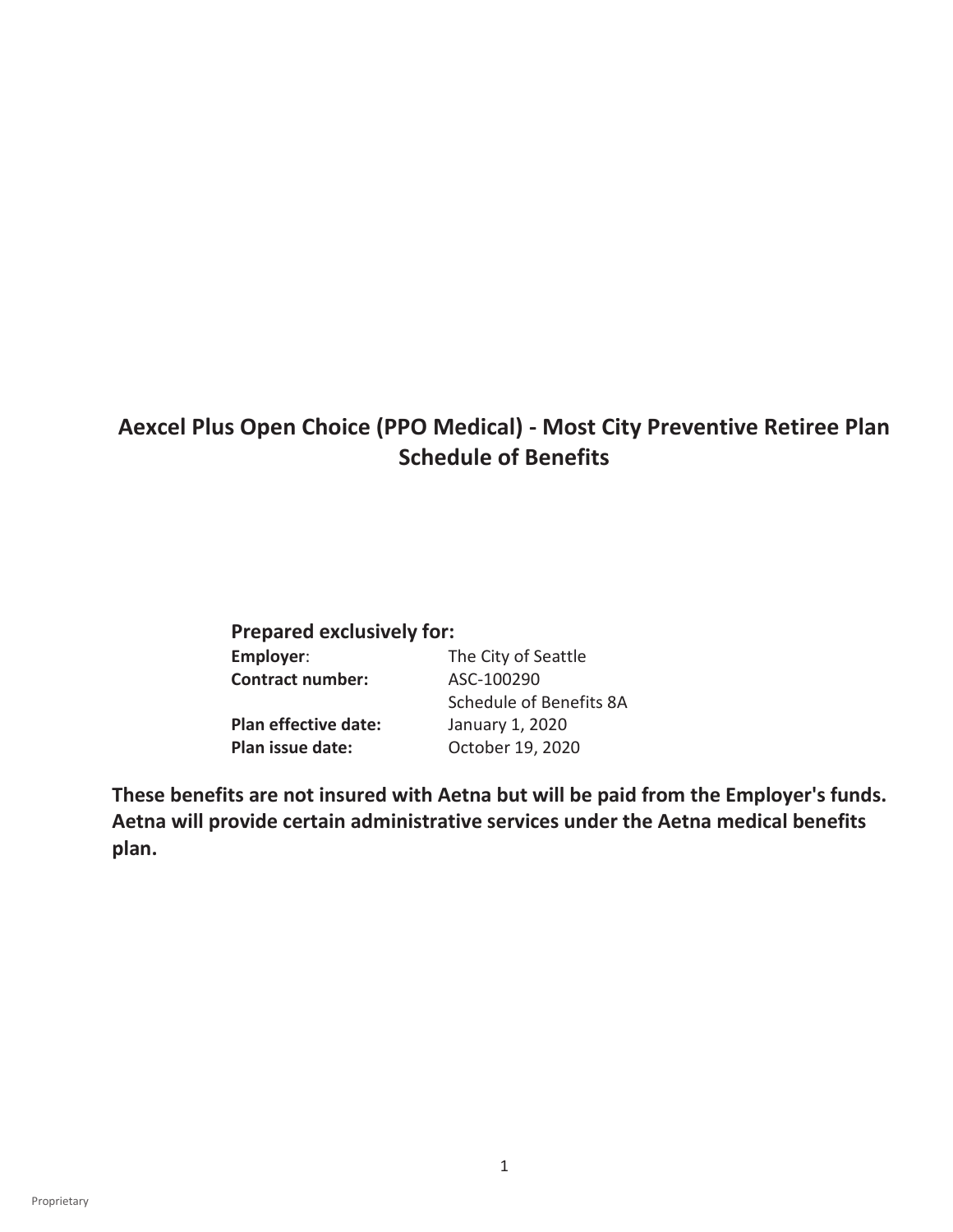# Aexcel Plus Open Choice (PPO Medical) - Most City Preventive Retiree Plan Schedule of Benefits

**Prepared exclusively for:**

| | |
|---|---|
| **Employer**: | The City of Seattle |
| **Contract number:** | ASC-100290 |
| | Schedule of Benefits 8A |
| **Plan effective date:** | January 1, 2020 |
| **Plan issue date:** | October 19, 2020 |

**These benefits are not insured with Aetna but will be paid from the Employer's funds. Aetna will provide certain administrative services under the Aetna medical benefits plan.**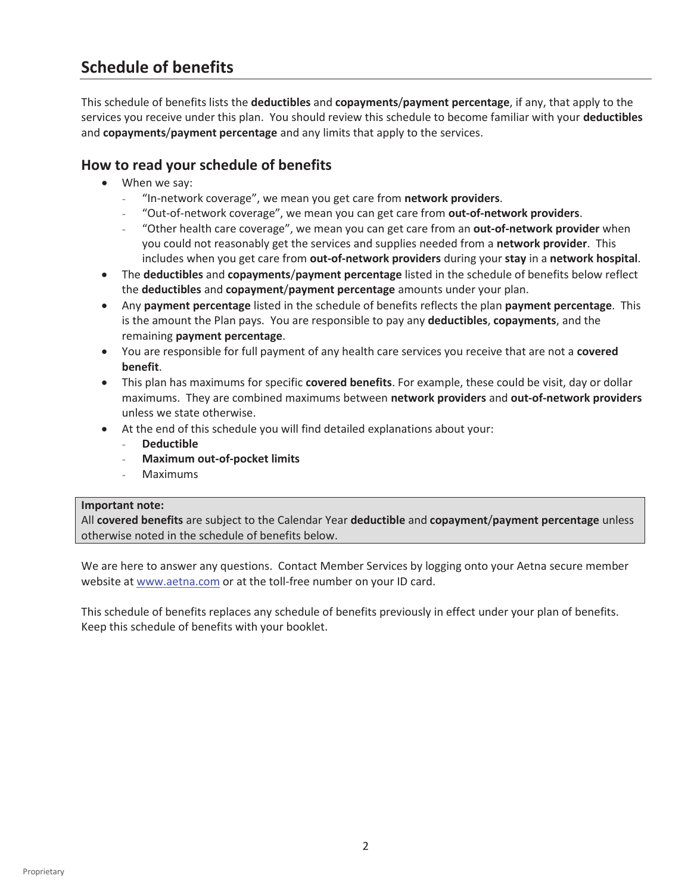# Schedule of benefits

This schedule of benefits lists the **deductibles** and **copayments**/**payment percentage**, if any, that apply to the services you receive under this plan. You should review this schedule to become familiar with your **deductibles** and **copayments**/**payment percentage** and any limits that apply to the services.

## How to read your schedule of benefits

- When we say:
  - "In-network coverage", we mean you get care from **network providers**.
  - "Out-of-network coverage", we mean you can get care from **out-of-network providers**.
  - "Other health care coverage", we mean you can get care from an **out-of-network provider** when you could not reasonably get the services and supplies needed from a **network provider**. This includes when you get care from **out-of-network providers** during your **stay** in a **network hospital**.
- The **deductibles** and **copayments**/**payment percentage** listed in the schedule of benefits below reflect the **deductibles** and **copayment**/**payment percentage** amounts under your plan.
- Any **payment percentage** listed in the schedule of benefits reflects the plan **payment percentage**. This is the amount the Plan pays. You are responsible to pay any **deductibles**, **copayments**, and the remaining **payment percentage**.
- You are responsible for full payment of any health care services you receive that are not a **covered benefit**.
- This plan has maximums for specific **covered benefits**. For example, these could be visit, day or dollar maximums. They are combined maximums between **network providers** and **out-of-network providers** unless we state otherwise.
- At the end of this schedule you will find detailed explanations about your:
  - **Deductible**
  - **Maximum out-of-pocket limits**
  - Maximums

**Important note:**
All **covered benefits** are subject to the Calendar Year **deductible** and **copayment**/**payment percentage** unless otherwise noted in the schedule of benefits below.

We are here to answer any questions. Contact Member Services by logging onto your Aetna secure member website at www.aetna.com or at the toll-free number on your ID card.

This schedule of benefits replaces any schedule of benefits previously in effect under your plan of benefits. Keep this schedule of benefits with your booklet.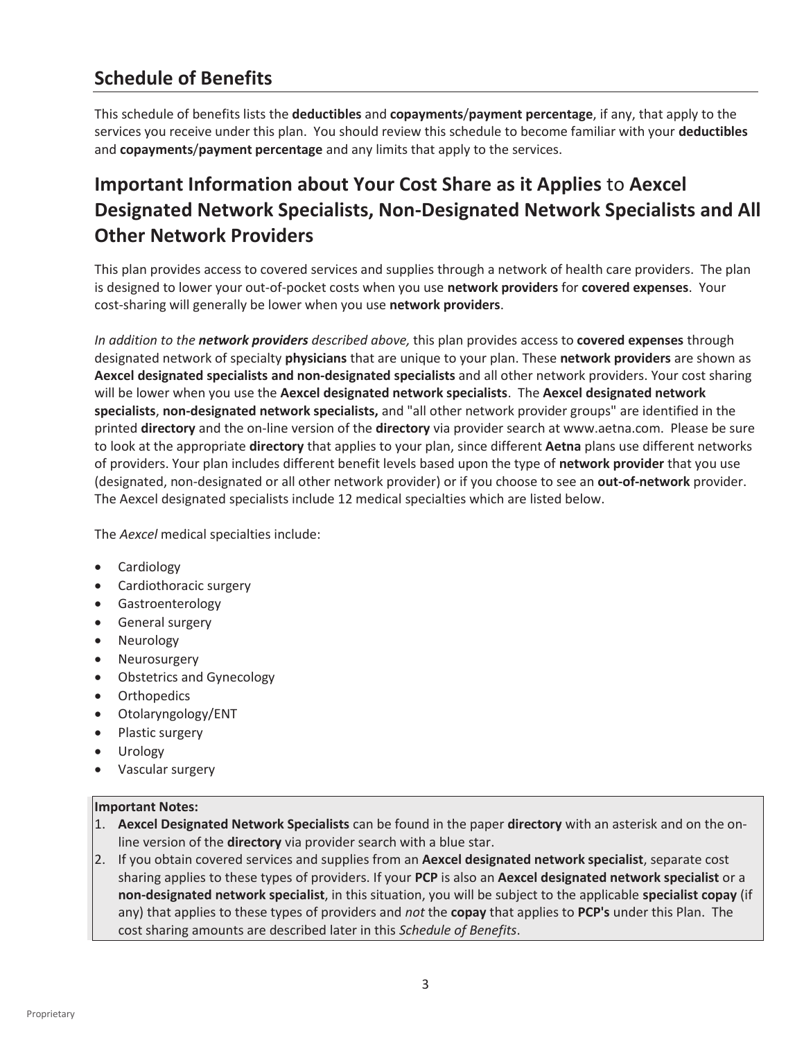## Schedule of Benefits

This schedule of benefits lists the **deductibles** and **copayments**/**payment percentage**, if any, that apply to the services you receive under this plan. You should review this schedule to become familiar with your **deductibles** and **copayments**/**payment percentage** and any limits that apply to the services.

## Important Information about Your Cost Share as it Applies to Aexcel Designated Network Specialists, Non-Designated Network Specialists and All Other Network Providers

This plan provides access to covered services and supplies through a network of health care providers. The plan is designed to lower your out-of-pocket costs when you use **network providers** for **covered expenses**. Your cost-sharing will generally be lower when you use **network providers**.

*In addition to the **network providers** described above,* this plan provides access to **covered expenses** through designated network of specialty **physicians** that are unique to your plan. These **network providers** are shown as **Aexcel designated specialists and non-designated specialists** and all other network providers. Your cost sharing will be lower when you use the **Aexcel designated network specialists**. The **Aexcel designated network specialists**, **non-designated network specialists,** and "all other network provider groups" are identified in the printed **directory** and the on-line version of the **directory** via provider search at www.aetna.com. Please be sure to look at the appropriate **directory** that applies to your plan, since different **Aetna** plans use different networks of providers. Your plan includes different benefit levels based upon the type of **network provider** that you use (designated, non-designated or all other network provider) or if you choose to see an **out-of-network** provider. The Aexcel designated specialists include 12 medical specialties which are listed below.

The *Aexcel* medical specialties include:

- Cardiology
- Cardiothoracic surgery
- Gastroenterology
- General surgery
- Neurology
- Neurosurgery
- Obstetrics and Gynecology
- Orthopedics
- Otolaryngology/ENT
- Plastic surgery
- Urology
- Vascular surgery

**Important Notes:**

1. **Aexcel Designated Network Specialists** can be found in the paper **directory** with an asterisk and on the on-line version of the **directory** via provider search with a blue star.
2. If you obtain covered services and supplies from an **Aexcel designated network specialist**, separate cost sharing applies to these types of providers. If your **PCP** is also an **Aexcel designated network specialist** or a **non-designated network specialist**, in this situation, you will be subject to the applicable **specialist copay** (if any) that applies to these types of providers and *not* the **copay** that applies to **PCP's** under this Plan. The cost sharing amounts are described later in this *Schedule of Benefits*.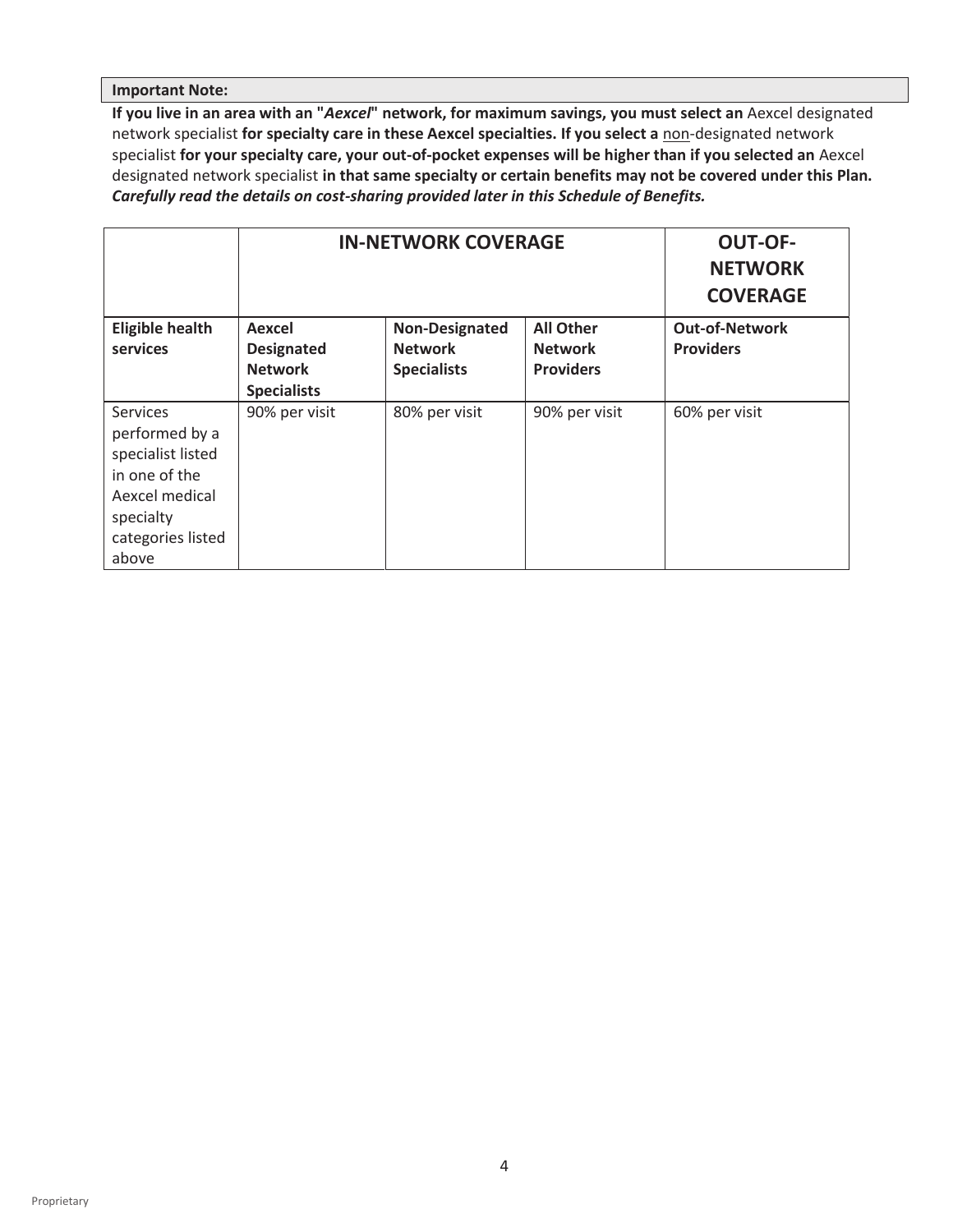**Important Note:**

**If you live in an area with an "*Aexcel*" network, for maximum savings, you must select an** Aexcel designated network specialist **for specialty care in these Aexcel specialties. If you select a** non-designated network specialist **for your specialty care, your out-of-pocket expenses will be higher than if you selected an** Aexcel designated network specialist **in that same specialty or certain benefits may not be covered under this Plan.** ***Carefully read the details on cost-sharing provided later in this Schedule of Benefits.***

| | **IN-NETWORK COVERAGE** | | | **OUT-OF-NETWORK COVERAGE** |
|---|---|---|---|---|
| **Eligible health services** | **Aexcel Designated Network Specialists** | **Non-Designated Network Specialists** | **All Other Network Providers** | **Out-of-Network Providers** |
| Services performed by a specialist listed in one of the Aexcel medical specialty categories listed above | 90% per visit | 80% per visit | 90% per visit | 60% per visit |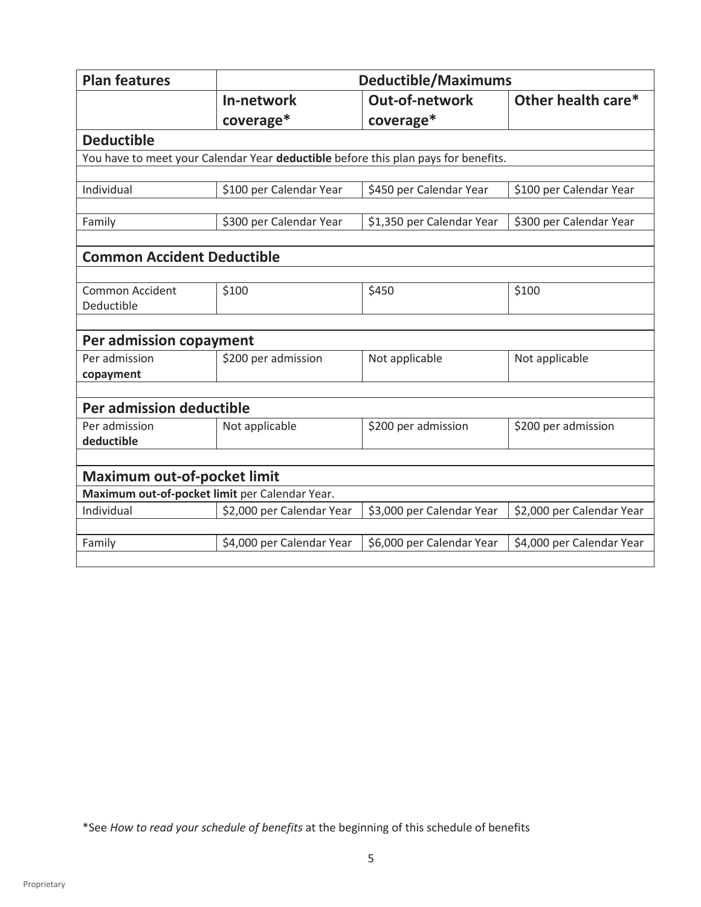| **Plan features** | **Deductible/Maximums** | | |
|---|---|---|---|
| | **In-network coverage*** | **Out-of-network coverage*** | **Other health care*** |
| **Deductible** | | | |
| You have to meet your Calendar Year **deductible** before this plan pays for benefits. | | | |
| Individual | $100 per Calendar Year | $450 per Calendar Year | $100 per Calendar Year |
| Family | $300 per Calendar Year | $1,350 per Calendar Year | $300 per Calendar Year |
| **Common Accident Deductible** | | | |
| Common Accident Deductible | $100 | $450 | $100 |
| **Per admission copayment** | | | |
| Per admission **copayment** | $200 per admission | Not applicable | Not applicable |
| **Per admission deductible** | | | |
| Per admission **deductible** | Not applicable | $200 per admission | $200 per admission |
| **Maximum out-of-pocket limit** | | | |
| **Maximum out-of-pocket limit** per Calendar Year. | | | |
| Individual | $2,000 per Calendar Year | $3,000 per Calendar Year | $2,000 per Calendar Year |
| Family | $4,000 per Calendar Year | $6,000 per Calendar Year | $4,000 per Calendar Year |

*See *How to read your schedule of benefits* at the beginning of this schedule of benefits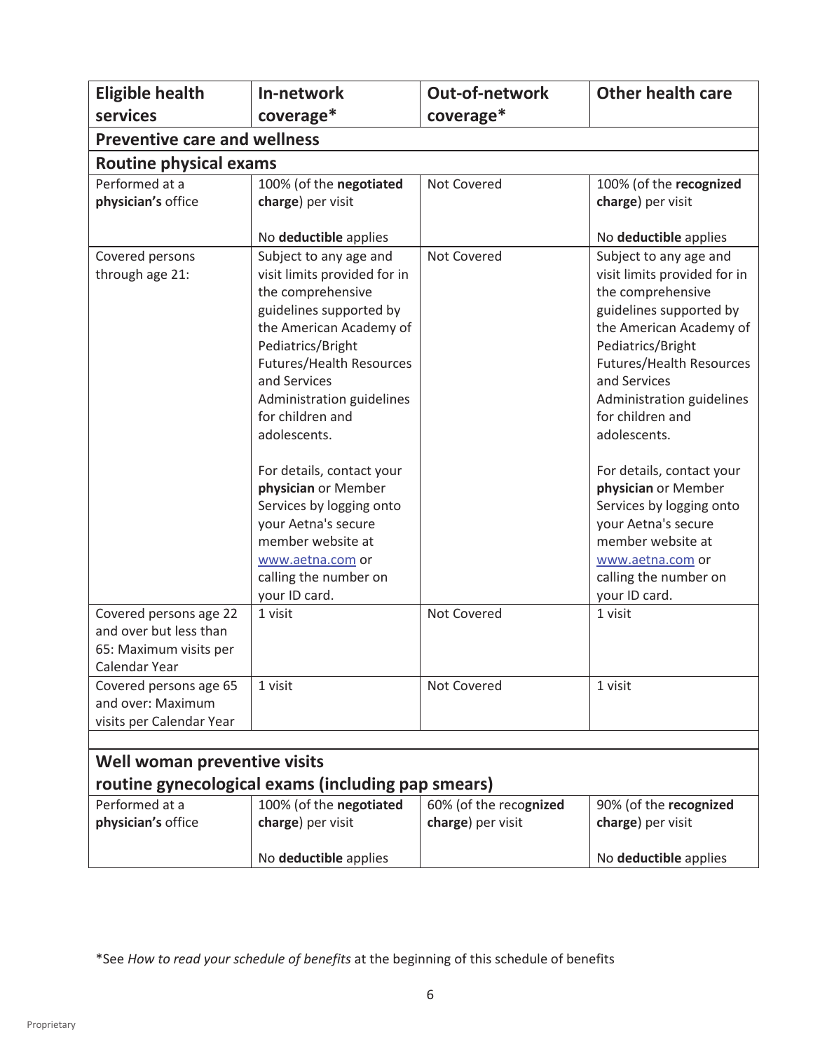| Eligible health services | In-network coverage* | Out-of-network coverage* | Other health care |
|---|---|---|---|
| **Preventive care and wellness** | | | |
| **Routine physical exams** | | | |
| Performed at a **physician's** office | 100% (of the **negotiated charge**) per visit<br><br>No **deductible** applies | Not Covered | 100% (of the **recognized charge**) per visit<br><br>No **deductible** applies |
| Covered persons through age 21: | Subject to any age and visit limits provided for in the comprehensive guidelines supported by the American Academy of Pediatrics/Bright Futures/Health Resources and Services Administration guidelines for children and adolescents.<br><br>For details, contact your **physician** or Member Services by logging onto your Aetna's secure member website at www.aetna.com or calling the number on your ID card. | Not Covered | Subject to any age and visit limits provided for in the comprehensive guidelines supported by the American Academy of Pediatrics/Bright Futures/Health Resources and Services Administration guidelines for children and adolescents.<br><br>For details, contact your **physician** or Member Services by logging onto your Aetna's secure member website at www.aetna.com or calling the number on your ID card. |
| Covered persons age 22 and over but less than 65: Maximum visits per Calendar Year | 1 visit | Not Covered | 1 visit |
| Covered persons age 65 and over: Maximum visits per Calendar Year | 1 visit | Not Covered | 1 visit |
| | | | |
| **Well woman preventive visits routine gynecological exams (including pap smears)** | | | |
| Performed at a **physician's** office | 100% (of the **negotiated charge**) per visit<br><br>No **deductible** applies | 60% (of the **recognized charge**) per visit | 90% (of the **recognized charge**) per visit<br><br>No **deductible** applies |

*See *How to read your schedule of benefits* at the beginning of this schedule of benefits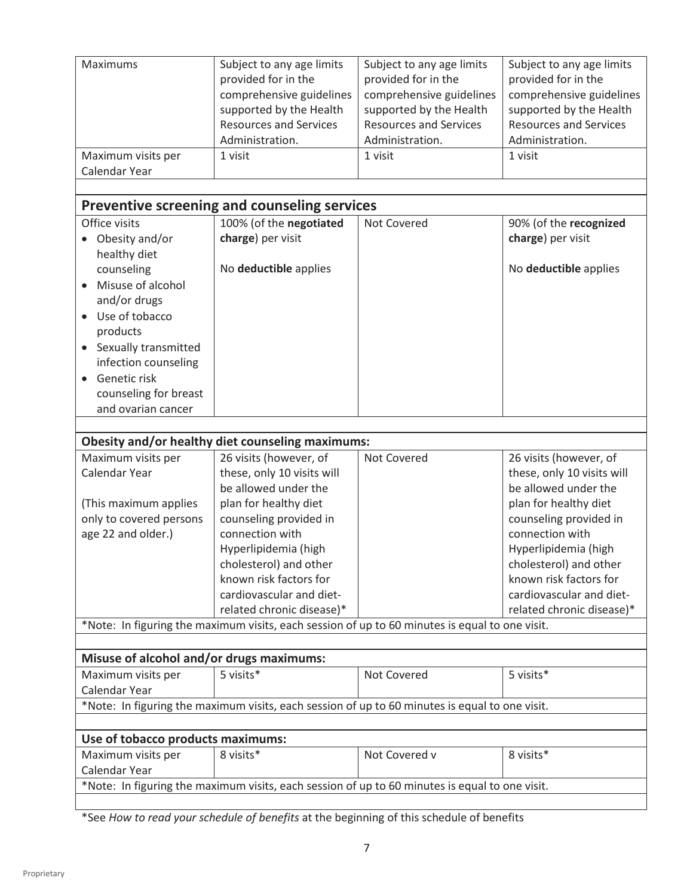| Maximums | Subject to any age limits provided for in the comprehensive guidelines supported by the Health Resources and Services Administration. | Subject to any age limits provided for in the comprehensive guidelines supported by the Health Resources and Services Administration. | Subject to any age limits provided for in the comprehensive guidelines supported by the Health Resources and Services Administration. |
|---|---|---|---|
| Maximum visits per Calendar Year | 1 visit | 1 visit | 1 visit |

## Preventive screening and counseling services

| Office visits<br>• Obesity and/or healthy diet counseling<br>• Misuse of alcohol and/or drugs<br>• Use of tobacco products<br>• Sexually transmitted infection counseling<br>• Genetic risk counseling for breast and ovarian cancer | 100% (of the **negotiated charge**) per visit<br><br>No **deductible** applies | Not Covered | 90% (of the **recognized charge**) per visit<br><br>No **deductible** applies |
|---|---|---|---|

**Obesity and/or healthy diet counseling maximums:**

| Maximum visits per Calendar Year<br><br>(This maximum applies only to covered persons age 22 and older.) | 26 visits (however, of these, only 10 visits will be allowed under the plan for healthy diet counseling provided in connection with Hyperlipidemia (high cholesterol) and other known risk factors for cardiovascular and diet-related chronic disease)* | Not Covered | 26 visits (however, of these, only 10 visits will be allowed under the plan for healthy diet counseling provided in connection with Hyperlipidemia (high cholesterol) and other known risk factors for cardiovascular and diet-related chronic disease)* |
|---|---|---|---|

*Note: In figuring the maximum visits, each session of up to 60 minutes is equal to one visit.

**Misuse of alcohol and/or drugs maximums:**

| Maximum visits per Calendar Year | 5 visits* | Not Covered | 5 visits* |
|---|---|---|---|

*Note: In figuring the maximum visits, each session of up to 60 minutes is equal to one visit.

**Use of tobacco products maximums:**

| Maximum visits per Calendar Year | 8 visits* | Not Covered v | 8 visits* |
|---|---|---|---|

*Note: In figuring the maximum visits, each session of up to 60 minutes is equal to one visit.

*See *How to read your schedule of benefits* at the beginning of this schedule of benefits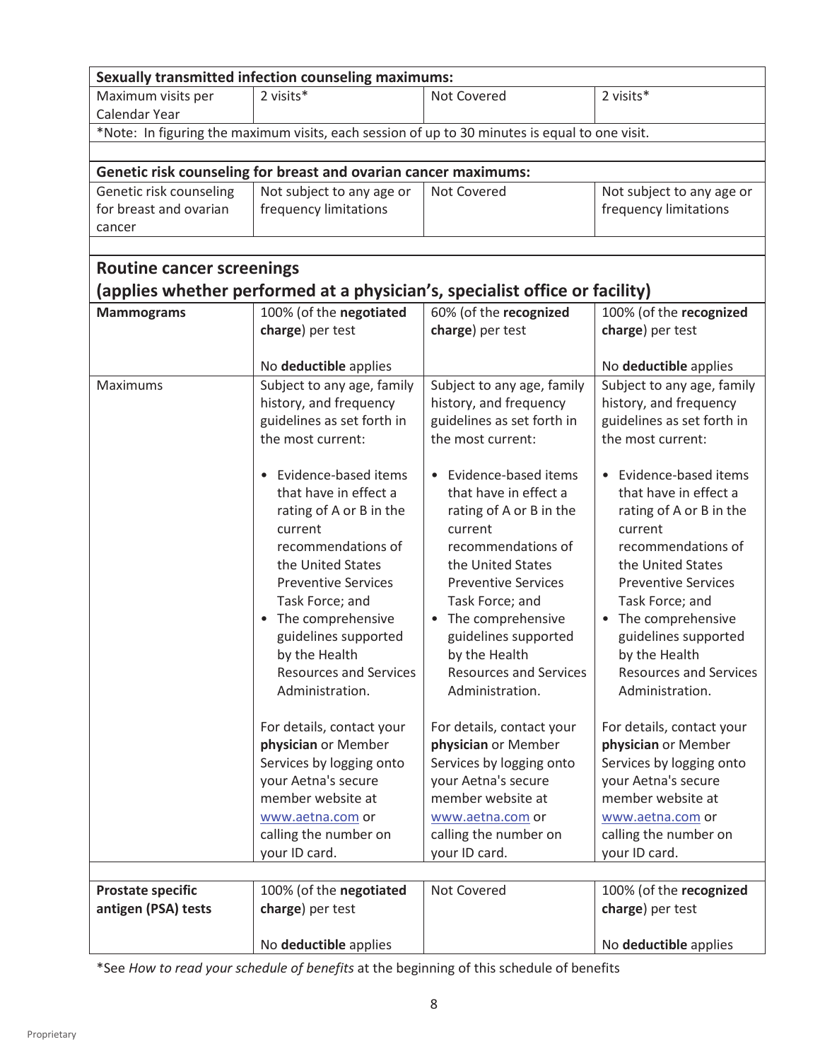| **Sexually transmitted infection counseling maximums:** | | | |
|---|---|---|---|
| Maximum visits per Calendar Year | 2 visits* | Not Covered | 2 visits* |
| *Note: In figuring the maximum visits, each session of up to 30 minutes is equal to one visit. | | | |

| **Genetic risk counseling for breast and ovarian cancer maximums:** | | | |
|---|---|---|---|
| Genetic risk counseling for breast and ovarian cancer | Not subject to any age or frequency limitations | Not Covered | Not subject to any age or frequency limitations |

## Routine cancer screenings
## (applies whether performed at a physician's, specialist office or facility)

| | | | |
|---|---|---|---|
| **Mammograms** | 100% (of the **negotiated charge**) per test<br><br>No **deductible** applies | 60% (of the **recognized charge**) per test | 100% (of the **recognized charge**) per test<br><br>No **deductible** applies |
| Maximums | Subject to any age, family history, and frequency guidelines as set forth in the most current:<br><br>• Evidence-based items that have in effect a rating of A or B in the current recommendations of the United States Preventive Services Task Force; and<br>• The comprehensive guidelines supported by the Health Resources and Services Administration.<br><br>For details, contact your **physician** or Member Services by logging onto your Aetna's secure member website at www.aetna.com or calling the number on your ID card. | Subject to any age, family history, and frequency guidelines as set forth in the most current:<br><br>• Evidence-based items that have in effect a rating of A or B in the current recommendations of the United States Preventive Services Task Force; and<br>• The comprehensive guidelines supported by the Health Resources and Services Administration.<br><br>For details, contact your **physician** or Member Services by logging onto your Aetna's secure member website at www.aetna.com or calling the number on your ID card. | Subject to any age, family history, and frequency guidelines as set forth in the most current:<br><br>• Evidence-based items that have in effect a rating of A or B in the current recommendations of the United States Preventive Services Task Force; and<br>• The comprehensive guidelines supported by the Health Resources and Services Administration.<br><br>For details, contact your **physician** or Member Services by logging onto your Aetna's secure member website at www.aetna.com or calling the number on your ID card. |
| **Prostate specific antigen (PSA) tests** | 100% (of the **negotiated charge**) per test<br><br>No **deductible** applies | Not Covered | 100% (of the **recognized charge**) per test<br><br>No **deductible** applies |

*See *How to read your schedule of benefits* at the beginning of this schedule of benefits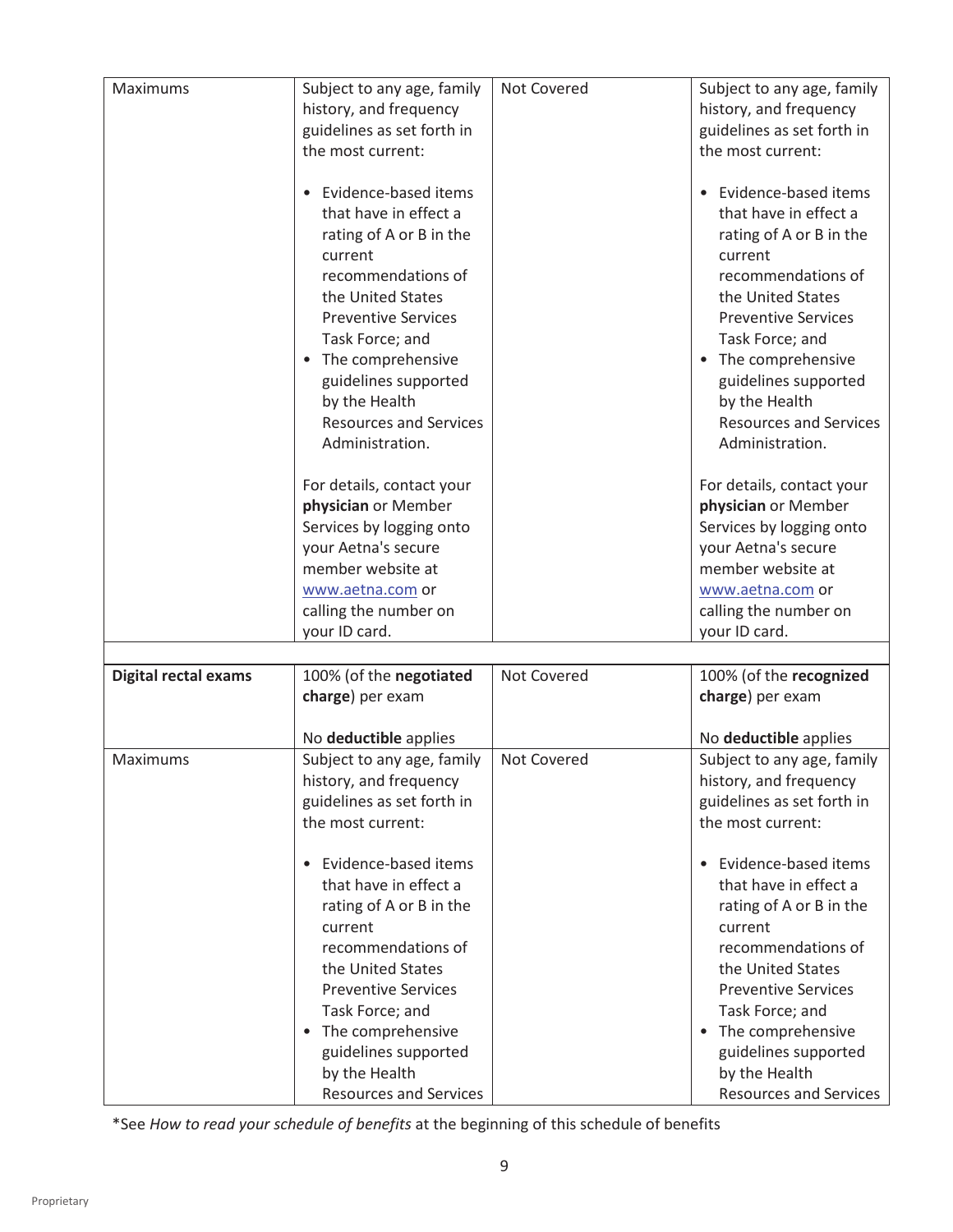| | | | |
|---|---|---|---|
| Maximums | Subject to any age, family history, and frequency guidelines as set forth in the most current:<br><br>• Evidence-based items that have in effect a rating of A or B in the current recommendations of the United States Preventive Services Task Force; and<br>• The comprehensive guidelines supported by the Health Resources and Services Administration.<br><br>For details, contact your **physician** or Member Services by logging onto your Aetna's secure member website at www.aetna.com or calling the number on your ID card. | Not Covered | Subject to any age, family history, and frequency guidelines as set forth in the most current:<br><br>• Evidence-based items that have in effect a rating of A or B in the current recommendations of the United States Preventive Services Task Force; and<br>• The comprehensive guidelines supported by the Health Resources and Services Administration.<br><br>For details, contact your **physician** or Member Services by logging onto your Aetna's secure member website at www.aetna.com or calling the number on your ID card. |
| | | | |
| **Digital rectal exams** | 100% (of the **negotiated charge**) per exam<br><br>No **deductible** applies | Not Covered | 100% (of the **recognized charge**) per exam<br><br>No **deductible** applies |
| Maximums | Subject to any age, family history, and frequency guidelines as set forth in the most current:<br><br>• Evidence-based items that have in effect a rating of A or B in the current recommendations of the United States Preventive Services Task Force; and<br>• The comprehensive guidelines supported by the Health Resources and Services | Not Covered | Subject to any age, family history, and frequency guidelines as set forth in the most current:<br><br>• Evidence-based items that have in effect a rating of A or B in the current recommendations of the United States Preventive Services Task Force; and<br>• The comprehensive guidelines supported by the Health Resources and Services |

*See *How to read your schedule of benefits* at the beginning of this schedule of benefits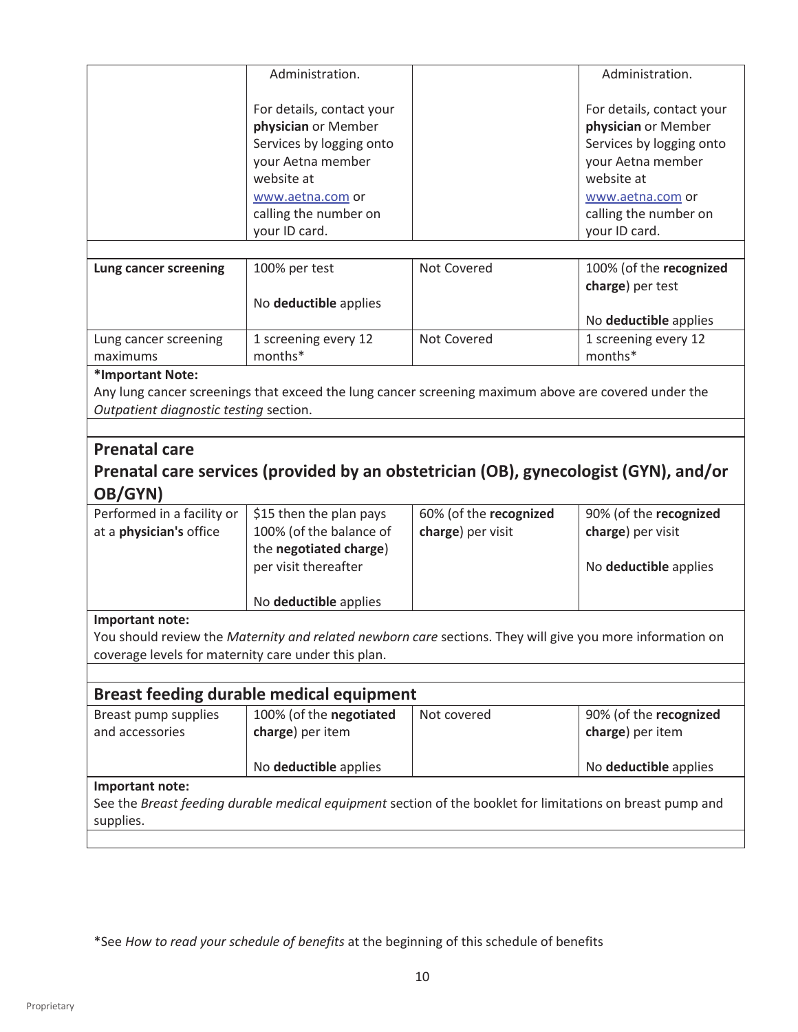| | | | |
|---|---|---|---|
| | Administration.<br><br>For details, contact your **physician** or Member Services by logging onto your Aetna member website at www.aetna.com or calling the number on your ID card. | | Administration.<br><br>For details, contact your **physician** or Member Services by logging onto your Aetna member website at www.aetna.com or calling the number on your ID card. |
| **Lung cancer screening** | 100% per test<br><br>No **deductible** applies | Not Covered | 100% (of the **recognized charge**) per test<br><br>No **deductible** applies |
| Lung cancer screening maximums | 1 screening every 12 months* | Not Covered | 1 screening every 12 months* |

**\*Important Note:**
Any lung cancer screenings that exceed the lung cancer screening maximum above are covered under the *Outpatient diagnostic testing* section.

## Prenatal care

### Prenatal care services (provided by an obstetrician (OB), gynecologist (GYN), and/or OB/GYN)

| | | | |
|---|---|---|---|
| Performed in a facility or at a **physician's** office | $15 then the plan pays 100% (of the balance of the **negotiated charge**) per visit thereafter<br><br>No **deductible** applies | 60% (of the **recognized charge**) per visit | 90% (of the **recognized charge**) per visit<br><br>No **deductible** applies |

**Important note:**
You should review the *Maternity and related newborn care* sections. They will give you more information on coverage levels for maternity care under this plan.

## Breast feeding durable medical equipment

| | | | |
|---|---|---|---|
| Breast pump supplies and accessories | 100% (of the **negotiated charge**) per item<br><br>No **deductible** applies | Not covered | 90% (of the **recognized charge**) per item<br><br>No **deductible** applies |

**Important note:**
See the *Breast feeding durable medical equipment* section of the booklet for limitations on breast pump and supplies.

*See *How to read your schedule of benefits* at the beginning of this schedule of benefits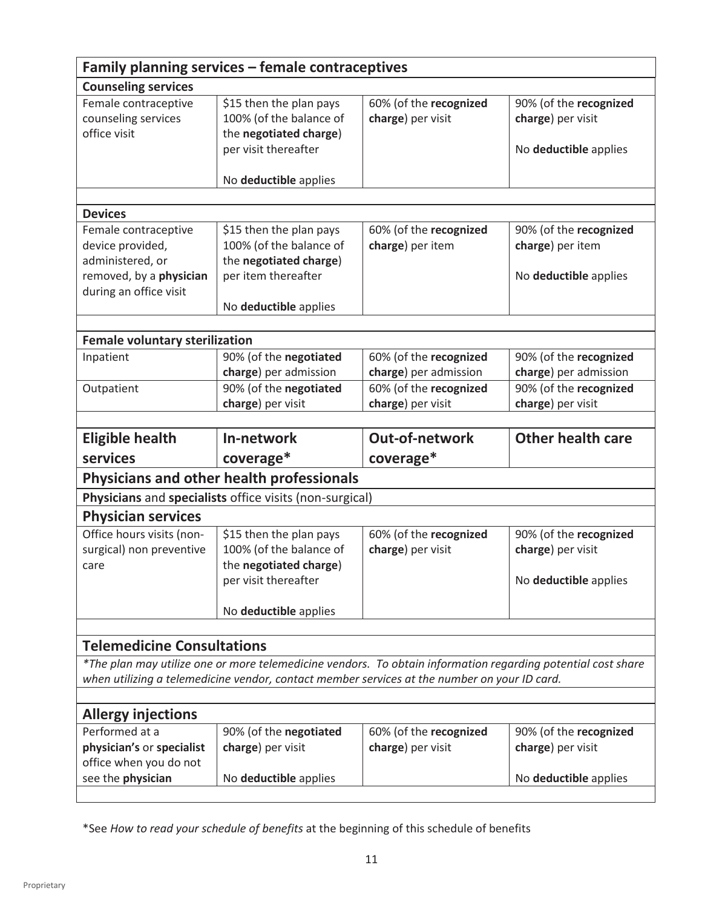| Family planning services – female contraceptives | | | |
|---|---|---|---|
| **Counseling services** | | | |
| Female contraceptive counseling services office visit | $15 then the plan pays 100% (of the balance of the **negotiated charge**) per visit thereafter<br><br>No **deductible** applies | 60% (of the **recognized charge**) per visit | 90% (of the **recognized charge**) per visit<br><br>No **deductible** applies |
| **Devices** | | | |
| Female contraceptive device provided, administered, or removed, by a **physician** during an office visit | $15 then the plan pays 100% (of the balance of the **negotiated charge**) per item thereafter<br><br>No **deductible** applies | 60% (of the **recognized charge**) per item | 90% (of the **recognized charge**) per item<br><br>No **deductible** applies |
| **Female voluntary sterilization** | | | |
| Inpatient | 90% (of the **negotiated charge**) per admission | 60% (of the **recognized charge**) per admission | 90% (of the **recognized charge**) per admission |
| Outpatient | 90% (of the **negotiated charge**) per visit | 60% (of the **recognized charge**) per visit | 90% (of the **recognized charge**) per visit |

| Eligible health services | In-network coverage* | Out-of-network coverage* | Other health care |
|---|---|---|---|
| **Physicians and other health professionals** | | | |
| **Physicians** and **specialists** office visits (non-surgical) | | | |
| **Physician services** | | | |
| Office hours visits (non-surgical) non preventive care | $15 then the plan pays 100% (of the balance of the **negotiated charge**) per visit thereafter<br><br>No **deductible** applies | 60% (of the **recognized charge**) per visit | 90% (of the **recognized charge**) per visit<br><br>No **deductible** applies |
| **Telemedicine Consultations** | | | |
| *\*The plan may utilize one or more telemedicine vendors. To obtain information regarding potential cost share when utilizing a telemedicine vendor, contact member services at the number on your ID card.* | | | |
| **Allergy injections** | | | |
| Performed at a **physician's** or **specialist** office when you do not see the **physician** | 90% (of the **negotiated charge**) per visit<br><br>No **deductible** applies | 60% (of the **recognized charge**) per visit | 90% (of the **recognized charge**) per visit<br><br>No **deductible** applies |

*See *How to read your schedule of benefits* at the beginning of this schedule of benefits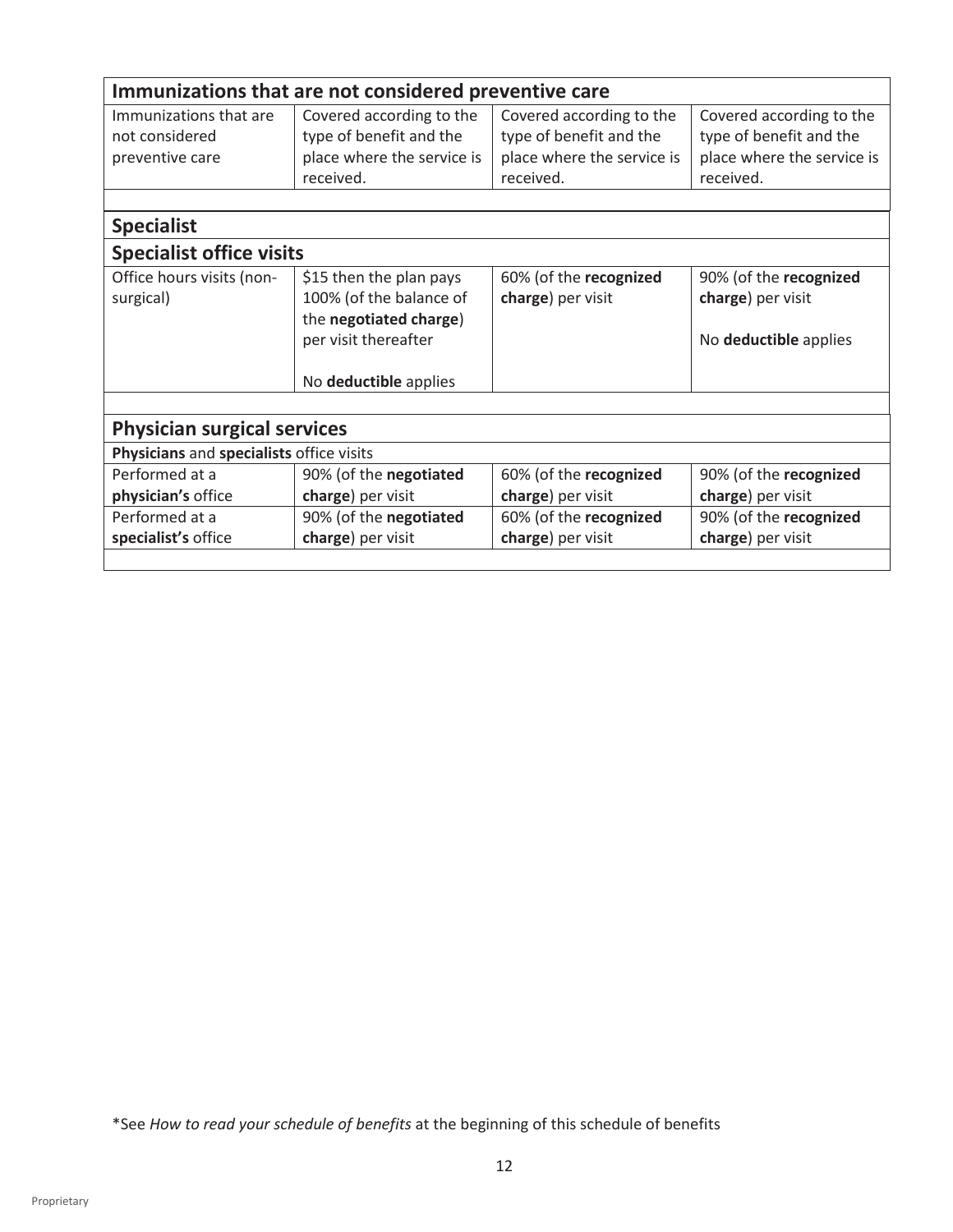| **Immunizations that are not considered preventive care** | | | |
|---|---|---|---|
| Immunizations that are not considered preventive care | Covered according to the type of benefit and the place where the service is received. | Covered according to the type of benefit and the place where the service is received. | Covered according to the type of benefit and the place where the service is received. |

| **Specialist** | | | |
|---|---|---|---|
| **Specialist office visits** | | | |
| Office hours visits (non-surgical) | $15 then the plan pays 100% (of the balance of the **negotiated charge**) per visit thereafter<br><br>No **deductible** applies | 60% (of the **recognized charge**) per visit | 90% (of the **recognized charge**) per visit<br><br>No **deductible** applies |

| **Physician surgical services** | | | |
|---|---|---|---|
| **Physicians** and **specialists** office visits | | | |
| Performed at a **physician's** office | 90% (of the **negotiated charge**) per visit | 60% (of the **recognized charge**) per visit | 90% (of the **recognized charge**) per visit |
| Performed at a **specialist's** office | 90% (of the **negotiated charge**) per visit | 60% (of the **recognized charge**) per visit | 90% (of the **recognized charge**) per visit |

*See *How to read your schedule of benefits* at the beginning of this schedule of benefits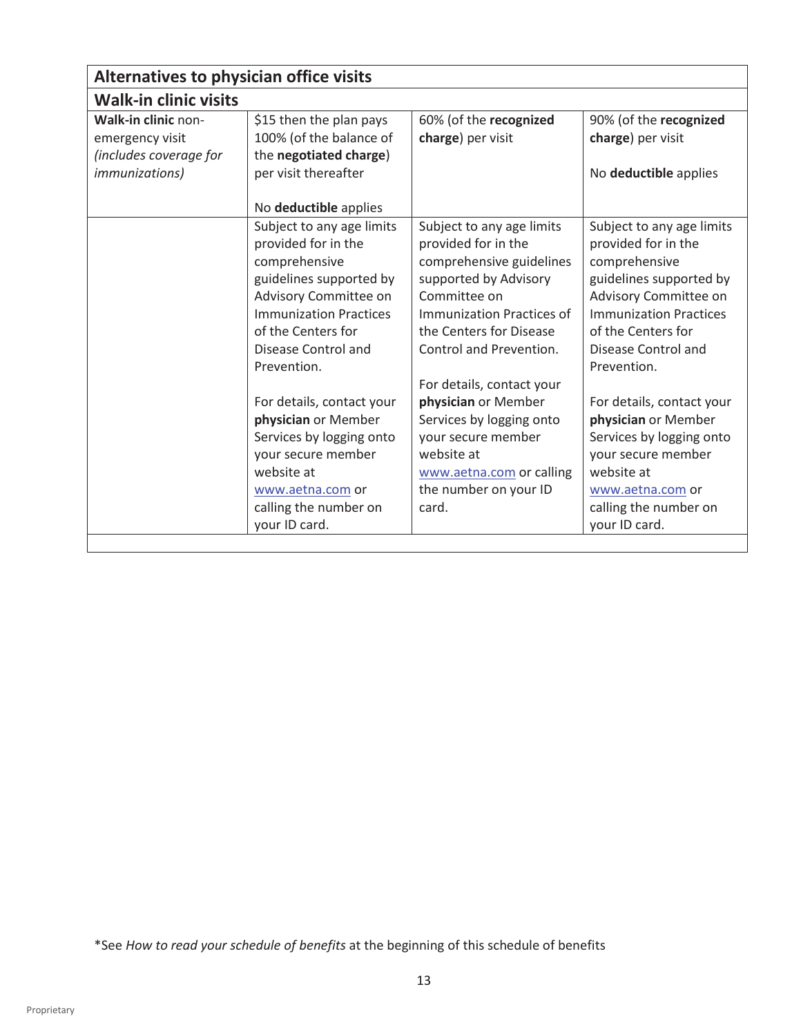| Alternatives to physician office visits | | | |
|---|---|---|---|
| **Walk-in clinic visits** | | | |
| **Walk-in clinic** non-emergency visit *(includes coverage for immunizations)* | $15 then the plan pays 100% (of the balance of the **negotiated charge**) per visit thereafter<br><br>No **deductible** applies | 60% (of the **recognized charge**) per visit | 90% (of the **recognized charge**) per visit<br><br>No **deductible** applies |
| | Subject to any age limits provided for in the comprehensive guidelines supported by Advisory Committee on Immunization Practices of the Centers for Disease Control and Prevention.<br><br>For details, contact your **physician** or Member Services by logging onto your secure member website at www.aetna.com or calling the number on your ID card. | Subject to any age limits provided for in the comprehensive guidelines supported by Advisory Committee on Immunization Practices of the Centers for Disease Control and Prevention.<br><br>For details, contact your **physician** or Member Services by logging onto your secure member website at www.aetna.com or calling the number on your ID card. | Subject to any age limits provided for in the comprehensive guidelines supported by Advisory Committee on Immunization Practices of the Centers for Disease Control and Prevention.<br><br>For details, contact your **physician** or Member Services by logging onto your secure member website at www.aetna.com or calling the number on your ID card. |

*See *How to read your schedule of benefits* at the beginning of this schedule of benefits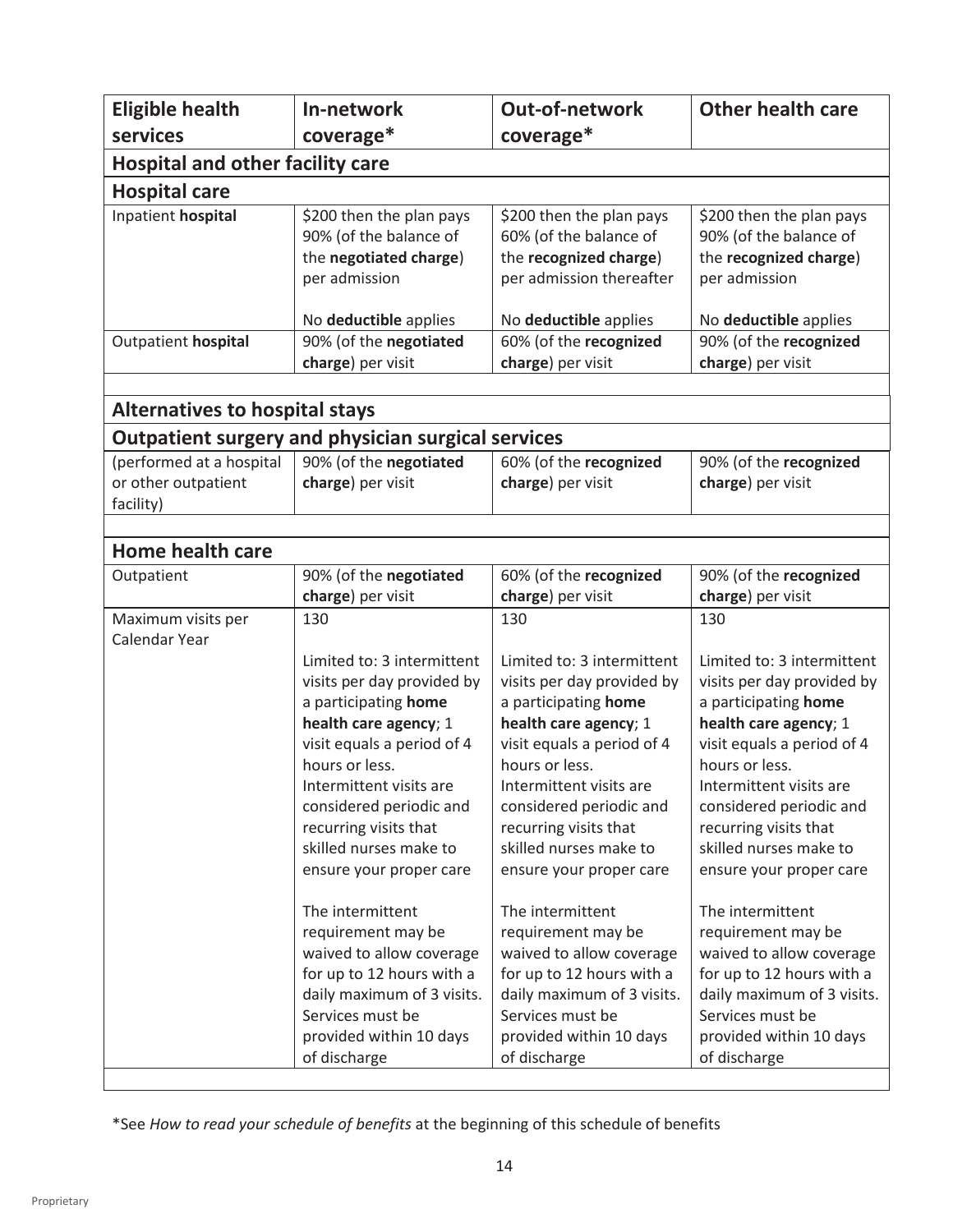| **Eligible health services** | **In-network coverage*** | **Out-of-network coverage*** | **Other health care** |
|---|---|---|---|
| **Hospital and other facility care** | | | |
| **Hospital care** | | | |
| Inpatient **hospital** | $200 then the plan pays 90% (of the balance of the **negotiated charge**) per admission<br><br>No **deductible** applies | $200 then the plan pays 60% (of the balance of the **recognized charge**) per admission thereafter<br><br>No **deductible** applies | $200 then the plan pays 90% (of the balance of the **recognized charge**) per admission<br><br>No **deductible** applies |
| Outpatient **hospital** | 90% (of the **negotiated charge**) per visit | 60% (of the **recognized charge**) per visit | 90% (of the **recognized charge**) per visit |
| **Alternatives to hospital stays** | | | |
| **Outpatient surgery and physician surgical services** | | | |
| (performed at a hospital or other outpatient facility) | 90% (of the **negotiated charge**) per visit | 60% (of the **recognized charge**) per visit | 90% (of the **recognized charge**) per visit |
| **Home health care** | | | |
| Outpatient | 90% (of the **negotiated charge**) per visit | 60% (of the **recognized charge**) per visit | 90% (of the **recognized charge**) per visit |
| Maximum visits per Calendar Year | 130<br><br>Limited to: 3 intermittent visits per day provided by a participating **home health care agency**; 1 visit equals a period of 4 hours or less. Intermittent visits are considered periodic and recurring visits that skilled nurses make to ensure your proper care<br><br>The intermittent requirement may be waived to allow coverage for up to 12 hours with a daily maximum of 3 visits. Services must be provided within 10 days of discharge | 130<br><br>Limited to: 3 intermittent visits per day provided by a participating **home health care agency**; 1 visit equals a period of 4 hours or less. Intermittent visits are considered periodic and recurring visits that skilled nurses make to ensure your proper care<br><br>The intermittent requirement may be waived to allow coverage for up to 12 hours with a daily maximum of 3 visits. Services must be provided within 10 days of discharge | 130<br><br>Limited to: 3 intermittent visits per day provided by a participating **home health care agency**; 1 visit equals a period of 4 hours or less. Intermittent visits are considered periodic and recurring visits that skilled nurses make to ensure your proper care<br><br>The intermittent requirement may be waived to allow coverage for up to 12 hours with a daily maximum of 3 visits. Services must be provided within 10 days of discharge |

*See *How to read your schedule of benefits* at the beginning of this schedule of benefits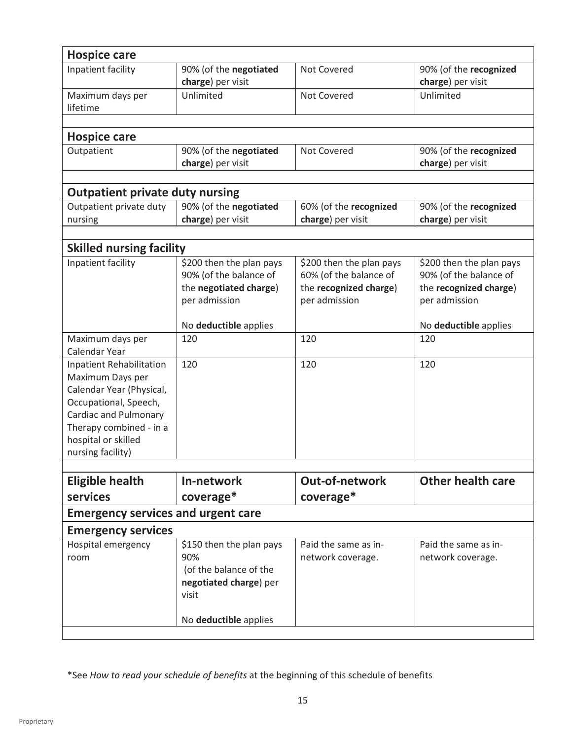| **Hospice care** | | | |
|---|---|---|---|
| Inpatient facility | 90% (of the **negotiated charge**) per visit | Not Covered | 90% (of the **recognized charge**) per visit |
| Maximum days per lifetime | Unlimited | Not Covered | Unlimited |
| | | | |
| **Hospice care** | | | |
| Outpatient | 90% (of the **negotiated charge**) per visit | Not Covered | 90% (of the **recognized charge**) per visit |
| | | | |
| **Outpatient private duty nursing** | | | |
| Outpatient private duty nursing | 90% (of the **negotiated charge**) per visit | 60% (of the **recognized charge**) per visit | 90% (of the **recognized charge**) per visit |
| | | | |
| **Skilled nursing facility** | | | |
| Inpatient facility | $200 then the plan pays 90% (of the balance of the **negotiated charge**) per admission<br><br>No **deductible** applies | $200 then the plan pays 60% (of the balance of the **recognized charge**) per admission | $200 then the plan pays 90% (of the balance of the **recognized charge**) per admission<br><br>No **deductible** applies |
| Maximum days per Calendar Year | 120 | 120 | 120 |
| Inpatient Rehabilitation Maximum Days per Calendar Year (Physical, Occupational, Speech, Cardiac and Pulmonary Therapy combined - in a hospital or skilled nursing facility) | 120 | 120 | 120 |

| **Eligible health services** | **In-network coverage*** | **Out-of-network coverage*** | **Other health care** |
|---|---|---|---|
| **Emergency services and urgent care** | | | |
| **Emergency services** | | | |
| Hospital emergency room | $150 then the plan pays 90% (of the balance of the **negotiated charge**) per visit<br><br>No **deductible** applies | Paid the same as in-network coverage. | Paid the same as in-network coverage. |

*See *How to read your schedule of benefits* at the beginning of this schedule of benefits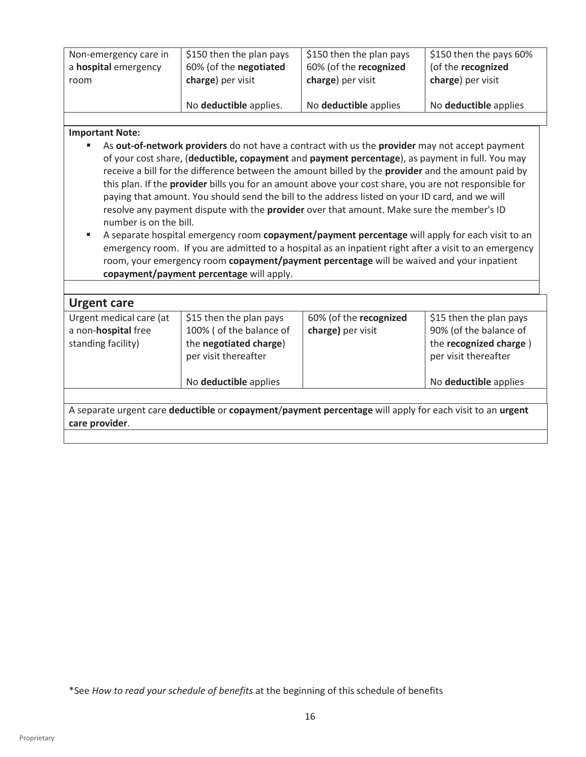| | | | |
|---|---|---|---|
| Non-emergency care in a **hospital** emergency room | $150 then the plan pays 60% (of the **negotiated charge**) per visit<br><br>No **deductible** applies. | $150 then the plan pays 60% (of the **recognized charge**) per visit<br><br>No **deductible** applies | $150 then the pays 60% (of the **recognized charge**) per visit<br><br>No **deductible** applies |

**Important Note:**

- As **out-of-network providers** do not have a contract with us the **provider** may not accept payment of your cost share, (**deductible, copayment** and **payment percentage**), as payment in full. You may receive a bill for the difference between the amount billed by the **provider** and the amount paid by this plan. If the **provider** bills you for an amount above your cost share, you are not responsible for paying that amount. You should send the bill to the address listed on your ID card, and we will resolve any payment dispute with the **provider** over that amount. Make sure the member's ID number is on the bill.
- A separate hospital emergency room **copayment/payment percentage** will apply for each visit to an emergency room. If you are admitted to a hospital as an inpatient right after a visit to an emergency room, your emergency room **copayment/payment percentage** will be waived and your inpatient **copayment/payment percentage** will apply.

## Urgent care

| | | | |
|---|---|---|---|
| Urgent medical care (at a non-**hospital** free standing facility) | $15 then the plan pays 100% ( of the balance of the **negotiated charge**) per visit thereafter<br><br>No **deductible** applies | 60% (of the **recognized charge)** per visit | $15 then the plan pays 90% (of the balance of the **recognized charge** ) per visit thereafter<br><br>No **deductible** applies |

A separate urgent care **deductible** or **copayment**/**payment percentage** will apply for each visit to an **urgent care provider**.

*See *How to read your schedule of benefits* at the beginning of this schedule of benefits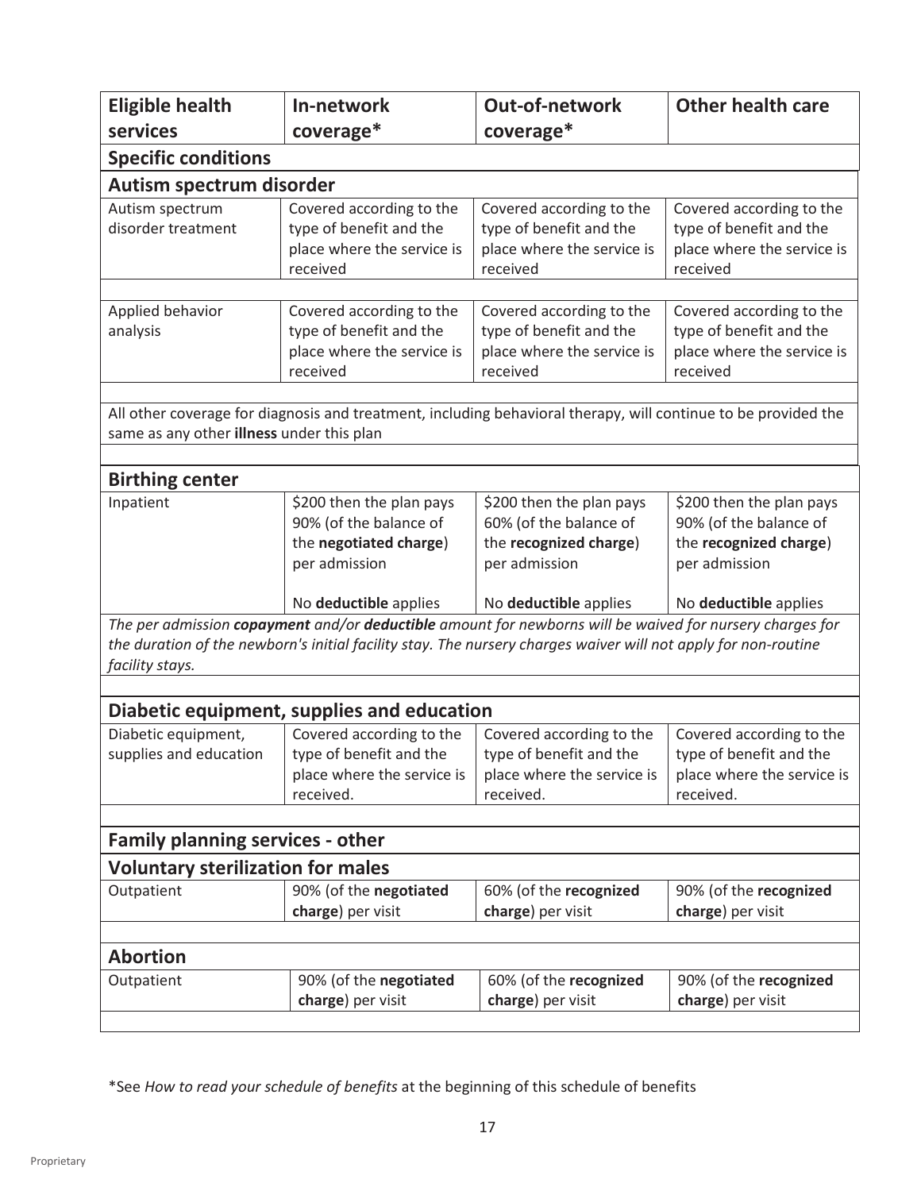| Eligible health services | In-network coverage* | Out-of-network coverage* | Other health care |
|---|---|---|---|
| **Specific conditions** | | | |
| **Autism spectrum disorder** | | | |
| Autism spectrum disorder treatment | Covered according to the type of benefit and the place where the service is received | Covered according to the type of benefit and the place where the service is received | Covered according to the type of benefit and the place where the service is received |
| Applied behavior analysis | Covered according to the type of benefit and the place where the service is received | Covered according to the type of benefit and the place where the service is received | Covered according to the type of benefit and the place where the service is received |
| All other coverage for diagnosis and treatment, including behavioral therapy, will continue to be provided the same as any other **illness** under this plan | | | |
| **Birthing center** | | | |
| Inpatient | \$200 then the plan pays 90% (of the balance of the **negotiated charge**) per admission<br><br>No **deductible** applies | \$200 then the plan pays 60% (of the balance of the **recognized charge**) per admission<br><br>No **deductible** applies | \$200 then the plan pays 90% (of the balance of the **recognized charge**) per admission<br><br>No **deductible** applies |
| *The per admission **copayment** and/or **deductible** amount for newborns will be waived for nursery charges for the duration of the newborn's initial facility stay. The nursery charges waiver will not apply for non-routine facility stays.* | | | |
| **Diabetic equipment, supplies and education** | | | |
| Diabetic equipment, supplies and education | Covered according to the type of benefit and the place where the service is received. | Covered according to the type of benefit and the place where the service is received. | Covered according to the type of benefit and the place where the service is received. |
| **Family planning services - other** | | | |
| **Voluntary sterilization for males** | | | |
| Outpatient | 90% (of the **negotiated charge**) per visit | 60% (of the **recognized charge**) per visit | 90% (of the **recognized charge**) per visit |
| **Abortion** | | | |
| Outpatient | 90% (of the **negotiated charge**) per visit | 60% (of the **recognized charge**) per visit | 90% (of the **recognized charge**) per visit |

*See *How to read your schedule of benefits* at the beginning of this schedule of benefits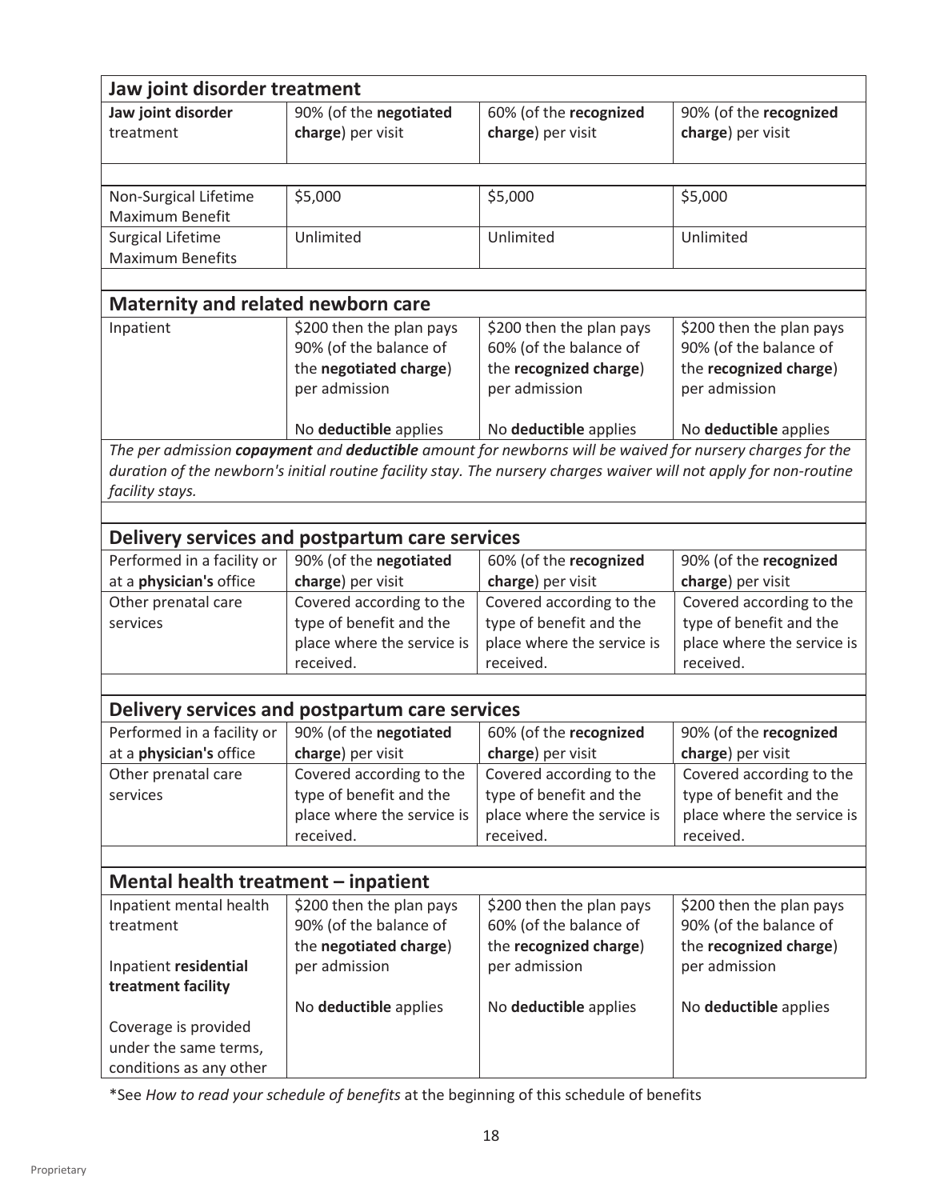| Jaw joint disorder treatment | | | |
|---|---|---|---|
| **Jaw joint disorder** treatment | 90% (of the **negotiated charge**) per visit | 60% (of the **recognized charge**) per visit | 90% (of the **recognized charge**) per visit |
| | | | |
| Non-Surgical Lifetime Maximum Benefit | $5,000 | $5,000 | $5,000 |
| Surgical Lifetime Maximum Benefits | Unlimited | Unlimited | Unlimited |

| Maternity and related newborn care | | | |
|---|---|---|---|
| Inpatient | $200 then the plan pays 90% (of the balance of the **negotiated charge**) per admission<br><br>No **deductible** applies | $200 then the plan pays 60% (of the balance of the **recognized charge**) per admission<br><br>No **deductible** applies | $200 then the plan pays 90% (of the balance of the **recognized charge**) per admission<br><br>No **deductible** applies |

*The per admission **copayment** and **deductible** amount for newborns will be waived for nursery charges for the duration of the newborn's initial routine facility stay. The nursery charges waiver will not apply for non-routine facility stays.*

| Delivery services and postpartum care services | | | |
|---|---|---|---|
| Performed in a facility or at a **physician's** office | 90% (of the **negotiated charge**) per visit | 60% (of the **recognized charge**) per visit | 90% (of the **recognized charge**) per visit |
| Other prenatal care services | Covered according to the type of benefit and the place where the service is received. | Covered according to the type of benefit and the place where the service is received. | Covered according to the type of benefit and the place where the service is received. |

| Delivery services and postpartum care services | | | |
|---|---|---|---|
| Performed in a facility or at a **physician's** office | 90% (of the **negotiated charge**) per visit | 60% (of the **recognized charge**) per visit | 90% (of the **recognized charge**) per visit |
| Other prenatal care services | Covered according to the type of benefit and the place where the service is received. | Covered according to the type of benefit and the place where the service is received. | Covered according to the type of benefit and the place where the service is received. |

| Mental health treatment – inpatient | | | |
|---|---|---|---|
| Inpatient mental health treatment<br><br>Inpatient **residential treatment facility**<br><br>Coverage is provided under the same terms, conditions as any other | $200 then the plan pays 90% (of the balance of the **negotiated charge**) per admission<br><br>No **deductible** applies | $200 then the plan pays 60% (of the balance of the **recognized charge**) per admission<br><br>No **deductible** applies | $200 then the plan pays 90% (of the balance of the **recognized charge**) per admission<br><br>No **deductible** applies |

*See *How to read your schedule of benefits* at the beginning of this schedule of benefits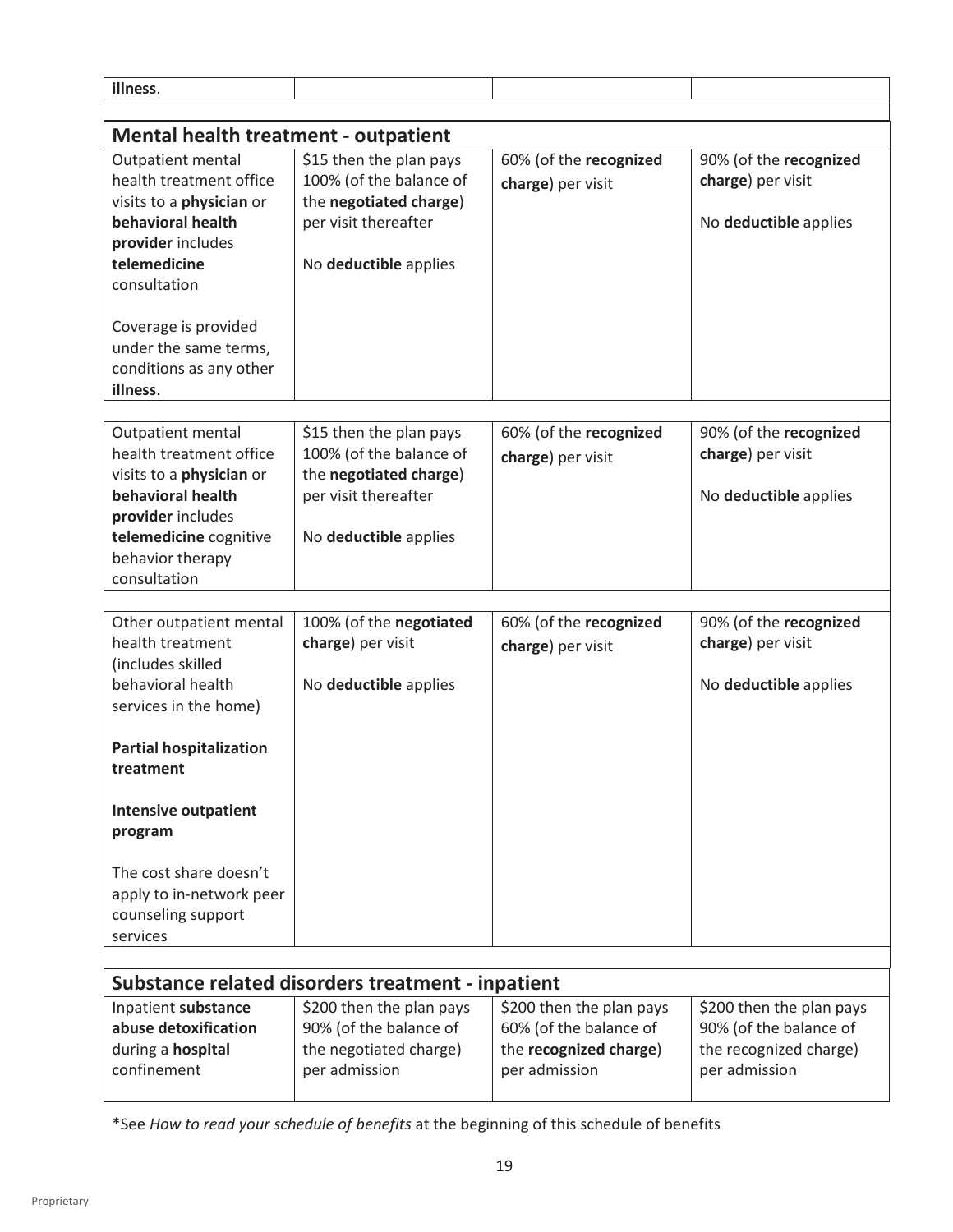| illness. | | | |
|---|---|---|---|
| **Mental health treatment - outpatient** | | | |
| Outpatient mental health treatment office visits to a **physician** or **behavioral health provider** includes **telemedicine** consultation<br><br>Coverage is provided under the same terms, conditions as any other **illness**. | $15 then the plan pays 100% (of the balance of the **negotiated charge**) per visit thereafter<br><br>No **deductible** applies | 60% (of the **recognized charge**) per visit | 90% (of the **recognized charge**) per visit<br><br>No **deductible** applies |
| Outpatient mental health treatment office visits to a **physician** or **behavioral health provider** includes **telemedicine** cognitive behavior therapy consultation | $15 then the plan pays 100% (of the balance of the **negotiated charge**) per visit thereafter<br><br>No **deductible** applies | 60% (of the **recognized charge**) per visit | 90% (of the **recognized charge**) per visit<br><br>No **deductible** applies |
| Other outpatient mental health treatment (includes skilled behavioral health services in the home)<br><br>**Partial hospitalization treatment**<br><br>**Intensive outpatient program**<br><br>The cost share doesn't apply to in-network peer counseling support services | 100% (of the **negotiated charge**) per visit<br><br>No **deductible** applies | 60% (of the **recognized charge**) per visit | 90% (of the **recognized charge**) per visit<br><br>No **deductible** applies |
| **Substance related disorders treatment - inpatient** | | | |
| Inpatient **substance abuse detoxification** during a **hospital** confinement | $200 then the plan pays 90% (of the balance of the negotiated charge) per admission | $200 then the plan pays 60% (of the balance of the **recognized charge**) per admission | $200 then the plan pays 90% (of the balance of the recognized charge) per admission |

*See *How to read your schedule of benefits* at the beginning of this schedule of benefits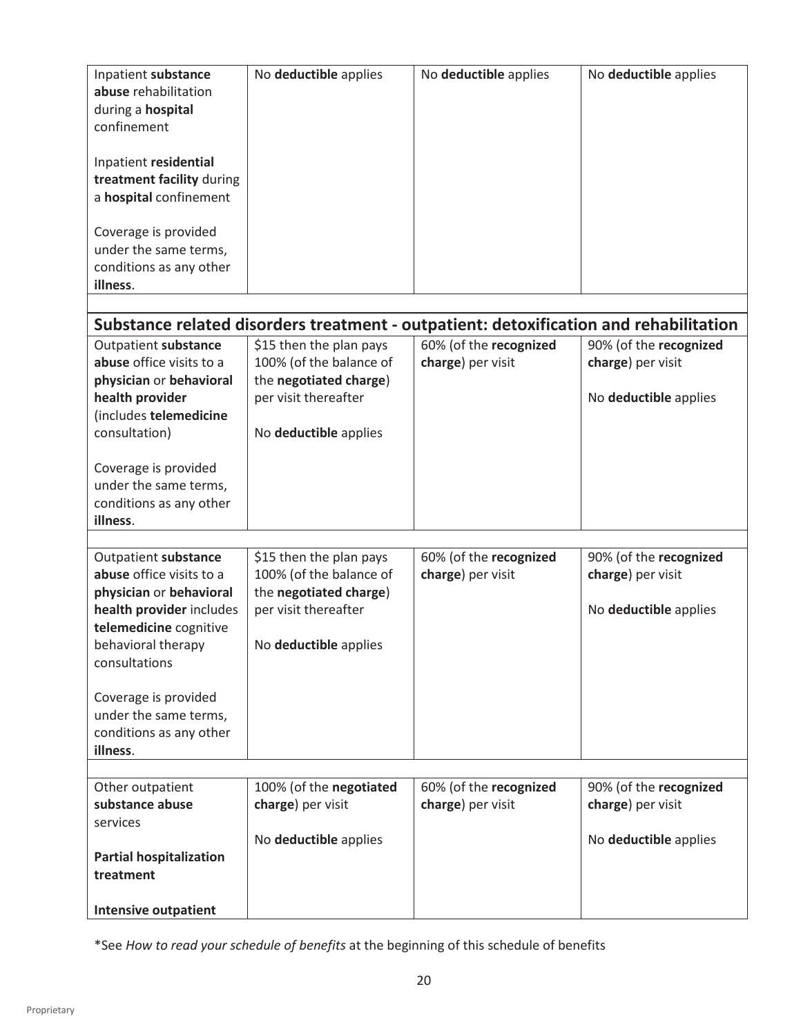| | | | |
|---|---|---|---|
| Inpatient **substance abuse** rehabilitation during a **hospital** confinement<br><br>Inpatient **residential treatment facility** during a **hospital** confinement<br><br>Coverage is provided under the same terms, conditions as any other **illness**. | No **deductible** applies | No **deductible** applies | No **deductible** applies |

## Substance related disorders treatment - outpatient: detoxification and rehabilitation

| | | | |
|---|---|---|---|
| Outpatient **substance abuse** office visits to a **physician** or **behavioral health provider** (includes **telemedicine** consultation)<br><br>Coverage is provided under the same terms, conditions as any other **illness**. | $15 then the plan pays 100% (of the balance of the **negotiated charge**) per visit thereafter<br><br>No **deductible** applies | 60% (of the **recognized charge**) per visit | 90% (of the **recognized charge**) per visit<br><br>No **deductible** applies |
| Outpatient **substance abuse** office visits to a **physician** or **behavioral health provider** includes **telemedicine** cognitive behavioral therapy consultations<br><br>Coverage is provided under the same terms, conditions as any other **illness**. | $15 then the plan pays 100% (of the balance of the **negotiated charge**) per visit thereafter<br><br>No **deductible** applies | 60% (of the **recognized charge**) per visit | 90% (of the **recognized charge**) per visit<br><br>No **deductible** applies |
| Other outpatient **substance abuse** services<br><br>**Partial hospitalization treatment**<br><br>**Intensive outpatient** | 100% (of the **negotiated charge**) per visit<br><br>No **deductible** applies | 60% (of the **recognized charge**) per visit | 90% (of the **recognized charge**) per visit<br><br>No **deductible** applies |

*See *How to read your schedule of benefits* at the beginning of this schedule of benefits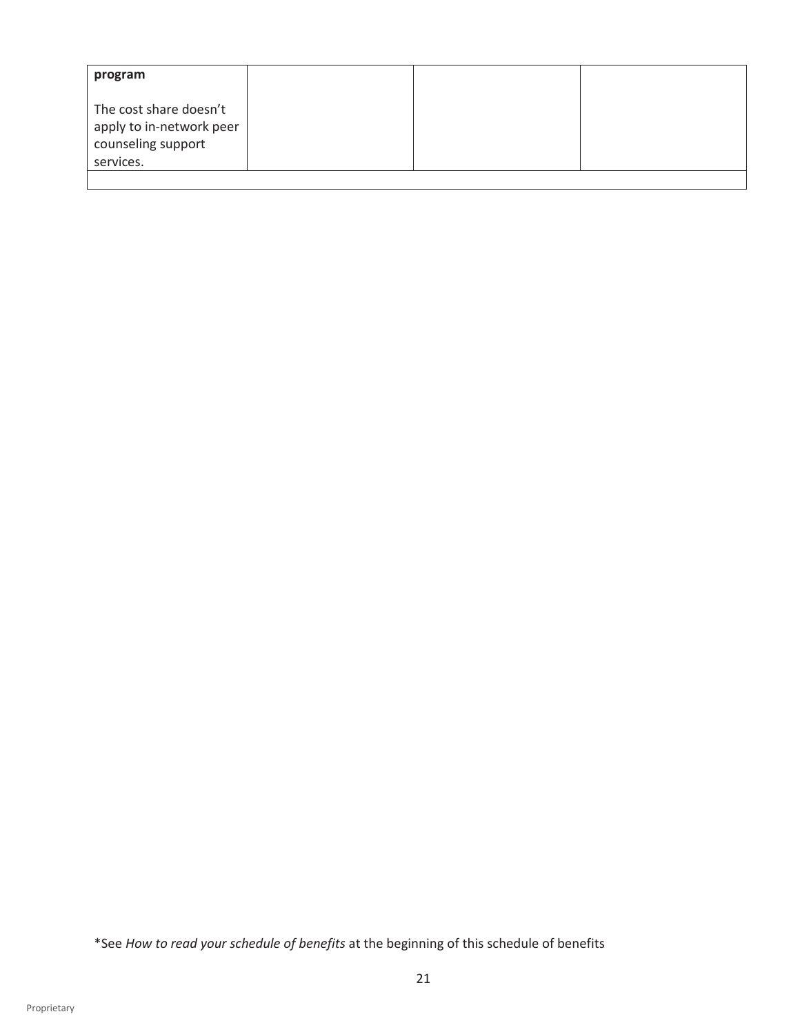| **program**<br><br>The cost share doesn't apply to in-network peer counseling support services. | | | |
|---|---|---|---|
| | | | |

*See *How to read your schedule of benefits* at the beginning of this schedule of benefits

Proprietary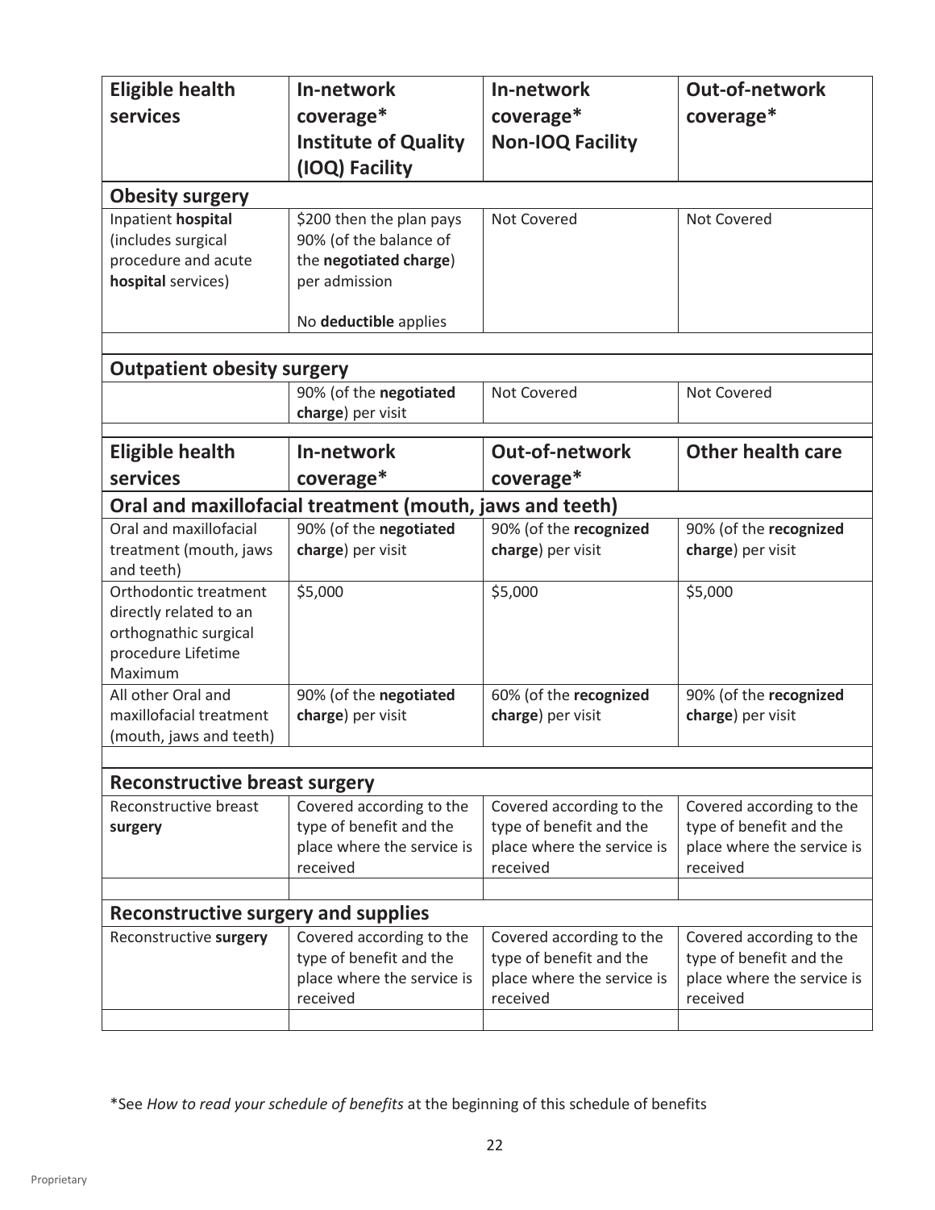| Eligible health services | In-network coverage* Institute of Quality (IOQ) Facility | In-network coverage* Non-IOQ Facility | Out-of-network coverage* |
|---|---|---|---|
| **Obesity surgery** | | | |
| Inpatient **hospital** (includes surgical procedure and acute **hospital** services) | $200 then the plan pays 90% (of the balance of the **negotiated charge**) per admission<br><br>No **deductible** applies | Not Covered | Not Covered |
| | | | |
| **Outpatient obesity surgery** | | | |
| | 90% (of the **negotiated charge**) per visit | Not Covered | Not Covered |

| Eligible health services | In-network coverage* | Out-of-network coverage* | Other health care |
|---|---|---|---|
| **Oral and maxillofacial treatment (mouth, jaws and teeth)** | | | |
| Oral and maxillofacial treatment (mouth, jaws and teeth) | 90% (of the **negotiated charge**) per visit | 90% (of the **recognized charge**) per visit | 90% (of the **recognized charge**) per visit |
| Orthodontic treatment directly related to an orthognathic surgical procedure Lifetime Maximum | $5,000 | $5,000 | $5,000 |
| All other Oral and maxillofacial treatment (mouth, jaws and teeth) | 90% (of the **negotiated charge**) per visit | 60% (of the **recognized charge**) per visit | 90% (of the **recognized charge**) per visit |
| | | | |
| **Reconstructive breast surgery** | | | |
| Reconstructive breast **surgery** | Covered according to the type of benefit and the place where the service is received | Covered according to the type of benefit and the place where the service is received | Covered according to the type of benefit and the place where the service is received |
| | | | |
| **Reconstructive surgery and supplies** | | | |
| Reconstructive **surgery** | Covered according to the type of benefit and the place where the service is received | Covered according to the type of benefit and the place where the service is received | Covered according to the type of benefit and the place where the service is received |
| | | | |

*See *How to read your schedule of benefits* at the beginning of this schedule of benefits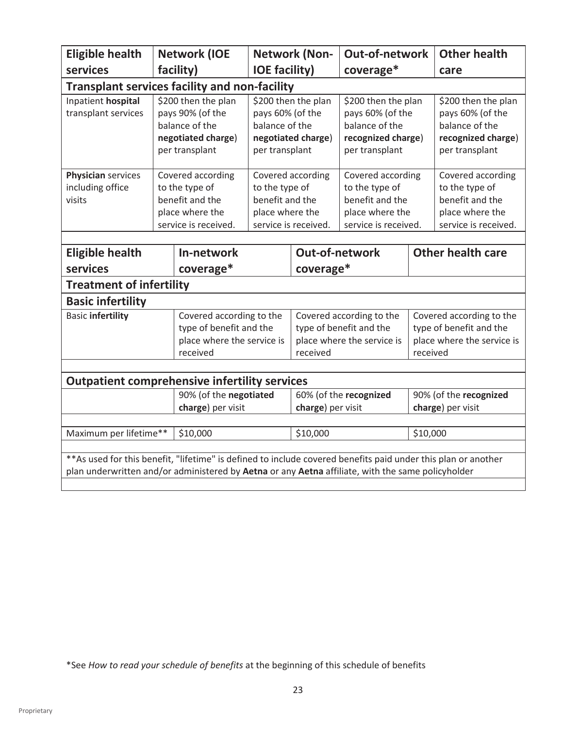| Eligible health services | Network (IOE facility) | Network (Non-IOE facility) | Out-of-network coverage* | Other health care |
|---|---|---|---|---|
| **Transplant services facility and non-facility** | | | | |
| Inpatient **hospital** transplant services | $200 then the plan pays 90% (of the balance of the **negotiated charge**) per transplant | $200 then the plan pays 60% (of the balance of the **negotiated charge**) per transplant | $200 then the plan pays 60% (of the balance of the **recognized charge**) per transplant | $200 then the plan pays 60% (of the balance of the **recognized charge**) per transplant |
| **Physician** services including office visits | Covered according to the type of benefit and the place where the service is received. | Covered according to the type of benefit and the place where the service is received. | Covered according to the type of benefit and the place where the service is received. | Covered according to the type of benefit and the place where the service is received. |

| Eligible health services | In-network coverage* | Out-of-network coverage* | Other health care |
|---|---|---|---|
| **Treatment of infertility** | | | |
| **Basic infertility** | | | |
| Basic **infertility** | Covered according to the type of benefit and the place where the service is received | Covered according to the type of benefit and the place where the service is received | Covered according to the type of benefit and the place where the service is received |
| **Outpatient comprehensive infertility services** | | | |
| | 90% (of the **negotiated charge**) per visit | 60% (of the **recognized charge**) per visit | 90% (of the **recognized charge**) per visit |
| Maximum per lifetime** | $10,000 | $10,000 | $10,000 |

**As used for this benefit, "lifetime" is defined to include covered benefits paid under this plan or another plan underwritten and/or administered by **Aetna** or any **Aetna** affiliate, with the same policyholder

*See *How to read your schedule of benefits* at the beginning of this schedule of benefits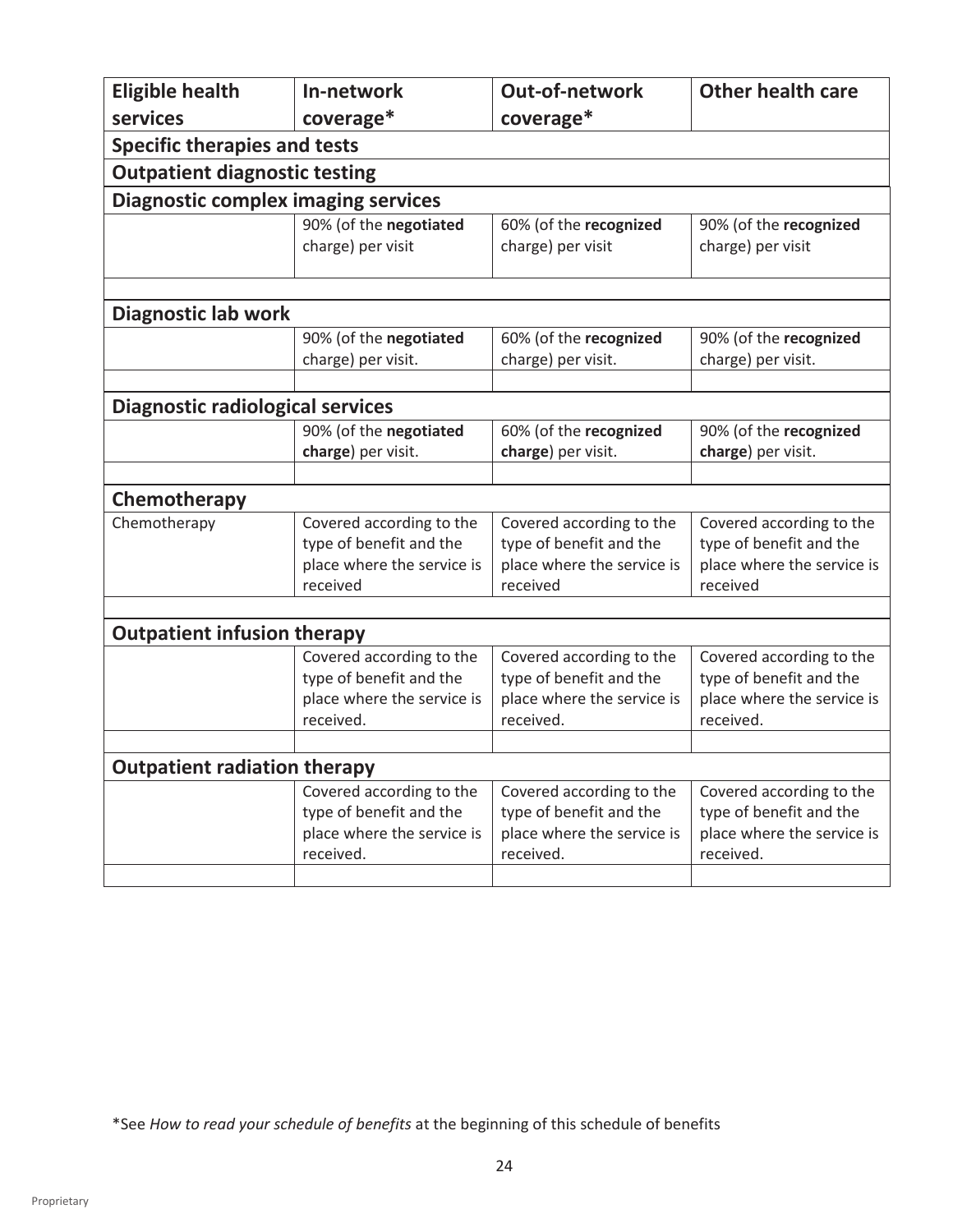| Eligible health services | In-network coverage* | Out-of-network coverage* | Other health care |
|---|---|---|---|
| **Specific therapies and tests** | | | |
| **Outpatient diagnostic testing** | | | |
| **Diagnostic complex imaging services** | | | |
| | 90% (of the **negotiated** charge) per visit | 60% (of the **recognized** charge) per visit | 90% (of the **recognized** charge) per visit |
| | | | |
| **Diagnostic lab work** | | | |
| | 90% (of the **negotiated** charge) per visit. | 60% (of the **recognized** charge) per visit. | 90% (of the **recognized** charge) per visit. |
| | | | |
| **Diagnostic radiological services** | | | |
| | 90% (of the **negotiated charge**) per visit. | 60% (of the **recognized charge**) per visit. | 90% (of the **recognized charge**) per visit. |
| | | | |
| **Chemotherapy** | | | |
| Chemotherapy | Covered according to the type of benefit and the place where the service is received | Covered according to the type of benefit and the place where the service is received | Covered according to the type of benefit and the place where the service is received |
| | | | |
| **Outpatient infusion therapy** | | | |
| | Covered according to the type of benefit and the place where the service is received. | Covered according to the type of benefit and the place where the service is received. | Covered according to the type of benefit and the place where the service is received. |
| | | | |
| **Outpatient radiation therapy** | | | |
| | Covered according to the type of benefit and the place where the service is received. | Covered according to the type of benefit and the place where the service is received. | Covered according to the type of benefit and the place where the service is received. |
| | | | |

*See *How to read your schedule of benefits* at the beginning of this schedule of benefits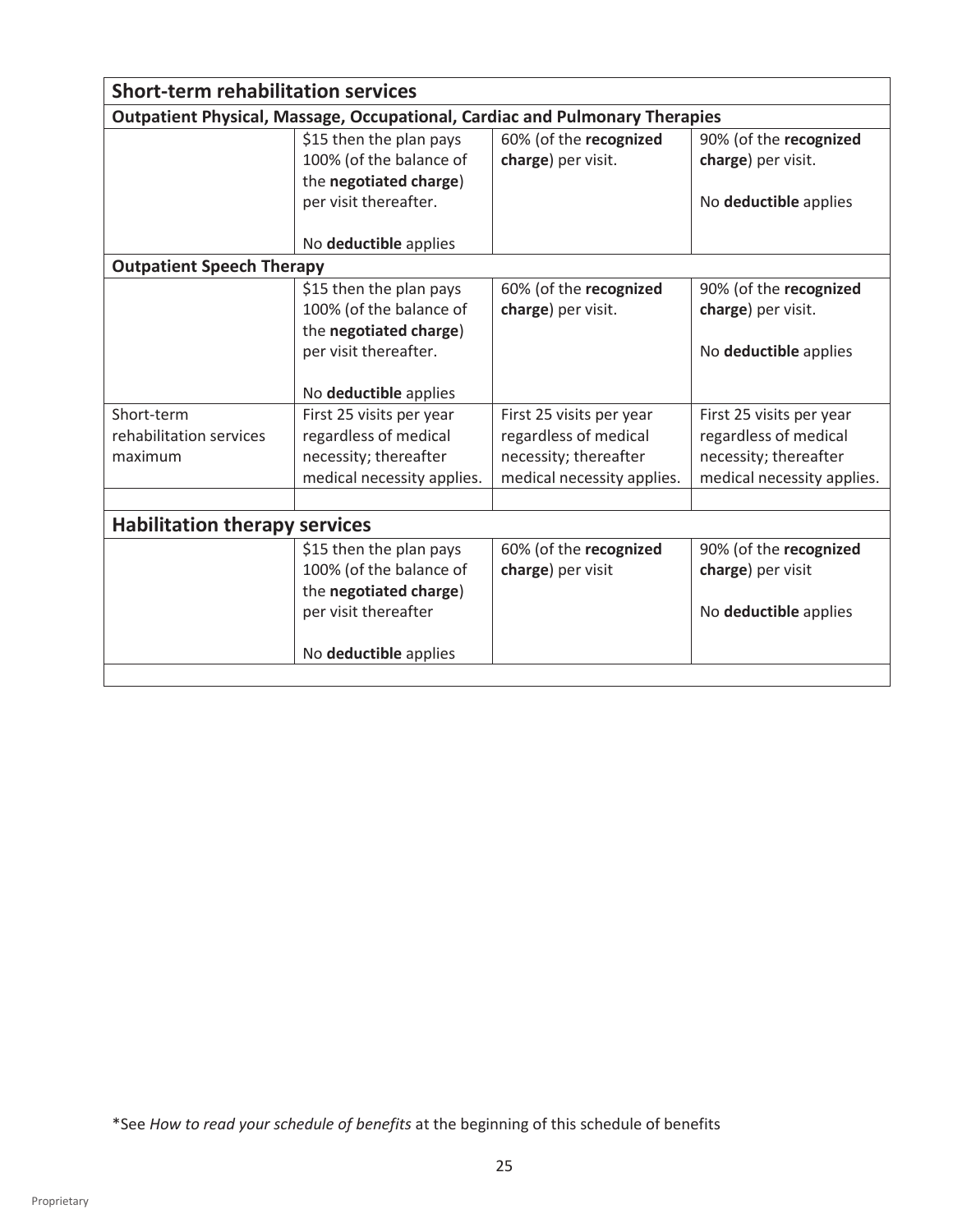| Short-term rehabilitation services | | | |
|---|---|---|---|
| **Outpatient Physical, Massage, Occupational, Cardiac and Pulmonary Therapies** | | | |
| | \$15 then the plan pays 100% (of the balance of the **negotiated charge**) per visit thereafter.<br><br>No **deductible** applies | 60% (of the **recognized charge**) per visit. | 90% (of the **recognized charge**) per visit.<br><br>No **deductible** applies |
| **Outpatient Speech Therapy** | | | |
| | \$15 then the plan pays 100% (of the balance of the **negotiated charge**) per visit thereafter.<br><br>No **deductible** applies | 60% (of the **recognized charge**) per visit. | 90% (of the **recognized charge**) per visit.<br><br>No **deductible** applies |
| Short-term rehabilitation services maximum | First 25 visits per year regardless of medical necessity; thereafter medical necessity applies. | First 25 visits per year regardless of medical necessity; thereafter medical necessity applies. | First 25 visits per year regardless of medical necessity; thereafter medical necessity applies. |
| | | | |
| **Habilitation therapy services** | | | |
| | \$15 then the plan pays 100% (of the balance of the **negotiated charge**) per visit thereafter<br><br>No **deductible** applies | 60% (of the **recognized charge**) per visit | 90% (of the **recognized charge**) per visit<br><br>No **deductible** applies |

*See *How to read your schedule of benefits* at the beginning of this schedule of benefits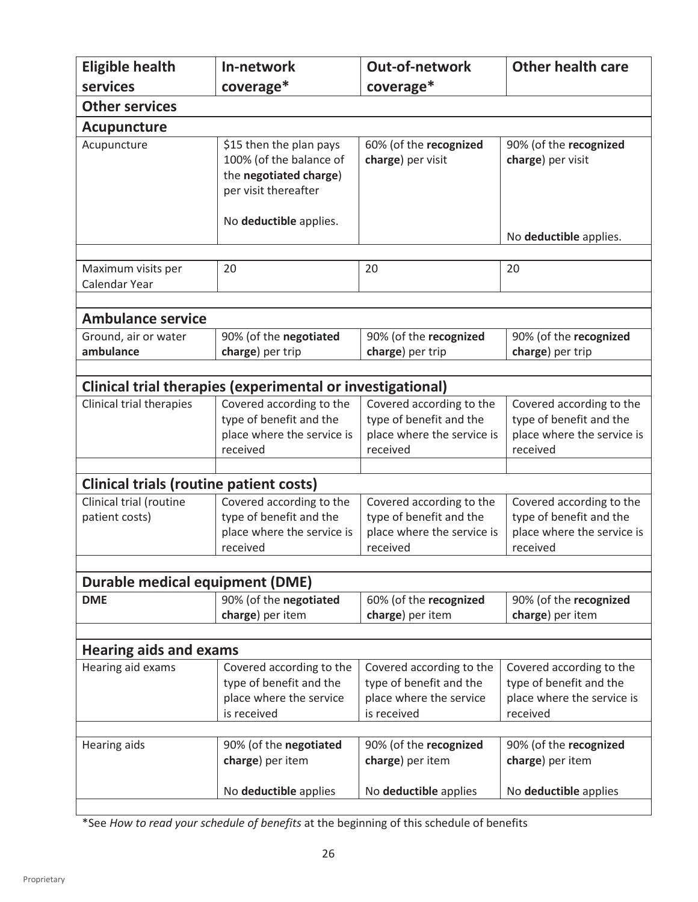| Eligible health services | In-network coverage* | Out-of-network coverage* | Other health care |
|---|---|---|---|
| **Other services** | | | |
| **Acupuncture** | | | |
| Acupuncture | $15 then the plan pays 100% (of the balance of the **negotiated charge**) per visit thereafter<br><br>No **deductible** applies. | 60% (of the **recognized charge**) per visit | 90% (of the **recognized charge**) per visit<br><br>No **deductible** applies. |
| Maximum visits per Calendar Year | 20 | 20 | 20 |
| **Ambulance service** | | | |
| Ground, air or water **ambulance** | 90% (of the **negotiated charge**) per trip | 90% (of the **recognized charge**) per trip | 90% (of the **recognized charge**) per trip |
| **Clinical trial therapies (experimental or investigational)** | | | |
| Clinical trial therapies | Covered according to the type of benefit and the place where the service is received | Covered according to the type of benefit and the place where the service is received | Covered according to the type of benefit and the place where the service is received |
| **Clinical trials (routine patient costs)** | | | |
| Clinical trial (routine patient costs) | Covered according to the type of benefit and the place where the service is received | Covered according to the type of benefit and the place where the service is received | Covered according to the type of benefit and the place where the service is received |
| **Durable medical equipment (DME)** | | | |
| **DME** | 90% (of the **negotiated charge**) per item | 60% (of the **recognized charge**) per item | 90% (of the **recognized charge**) per item |
| **Hearing aids and exams** | | | |
| Hearing aid exams | Covered according to the type of benefit and the place where the service is received | Covered according to the type of benefit and the place where the service is received | Covered according to the type of benefit and the place where the service is received |
| Hearing aids | 90% (of the **negotiated charge**) per item<br><br>No **deductible** applies | 90% (of the **recognized charge**) per item<br><br>No **deductible** applies | 90% (of the **recognized charge**) per item<br><br>No **deductible** applies |

*See *How to read your schedule of benefits* at the beginning of this schedule of benefits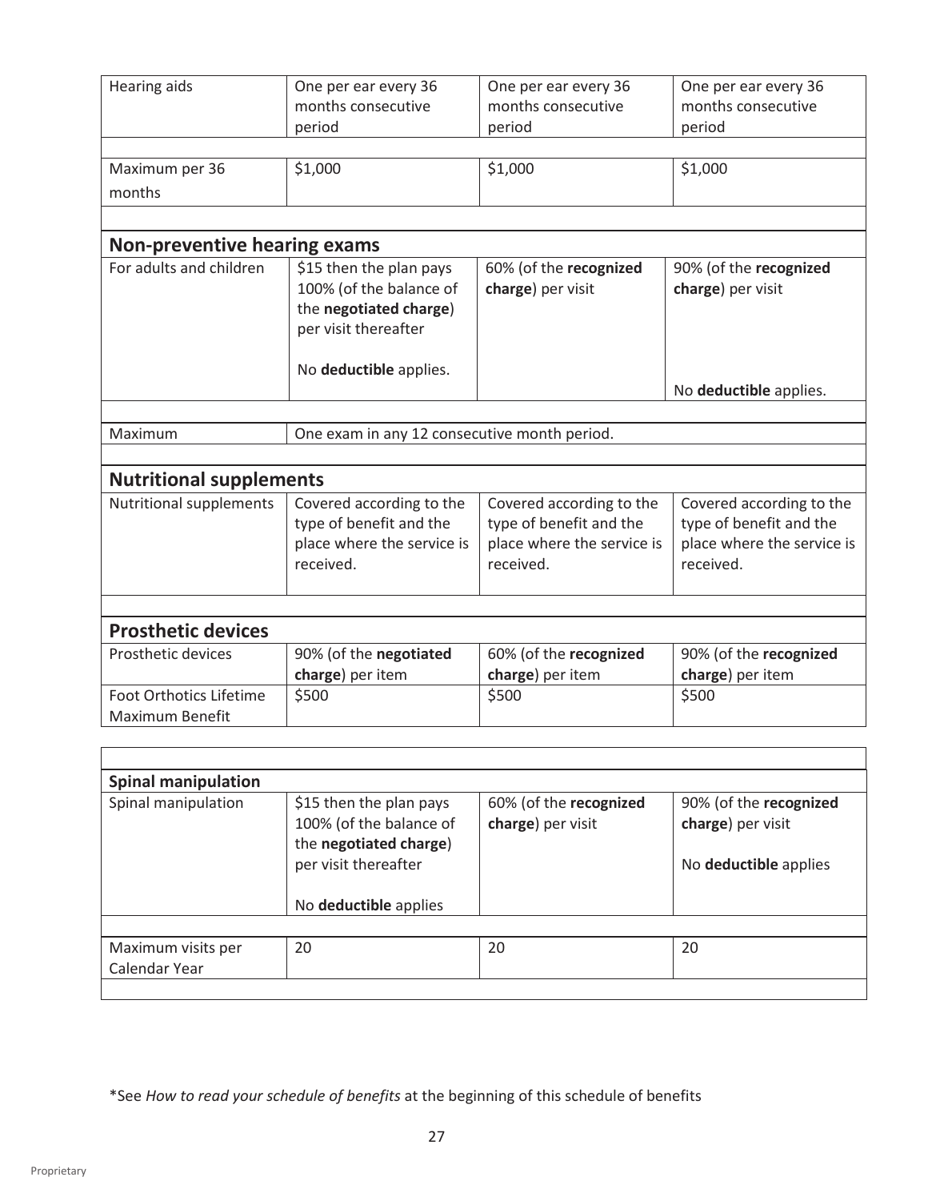| | | | |
|---|---|---|---|
| Hearing aids | One per ear every 36 months consecutive period | One per ear every 36 months consecutive period | One per ear every 36 months consecutive period |
| Maximum per 36 months | $1,000 | $1,000 | $1,000 |
| **Non-preventive hearing exams** | | | |
| For adults and children | $15 then the plan pays 100% (of the balance of the **negotiated charge**) per visit thereafter<br><br>No **deductible** applies. | 60% (of the **recognized charge**) per visit | 90% (of the **recognized charge**) per visit<br><br>No **deductible** applies. |
| Maximum | One exam in any 12 consecutive month period. | | |
| **Nutritional supplements** | | | |
| Nutritional supplements | Covered according to the type of benefit and the place where the service is received. | Covered according to the type of benefit and the place where the service is received. | Covered according to the type of benefit and the place where the service is received. |
| **Prosthetic devices** | | | |
| Prosthetic devices | 90% (of the **negotiated charge**) per item | 60% (of the **recognized charge**) per item | 90% (of the **recognized charge**) per item |
| Foot Orthotics Lifetime Maximum Benefit | $500 | $500 | $500 |

| | | | |
|---|---|---|---|
| **Spinal manipulation** | | | |
| Spinal manipulation | $15 then the plan pays 100% (of the balance of the **negotiated charge**) per visit thereafter<br><br>No **deductible** applies | 60% (of the **recognized charge**) per visit | 90% (of the **recognized charge**) per visit<br><br>No **deductible** applies |
| Maximum visits per Calendar Year | 20 | 20 | 20 |

*See *How to read your schedule of benefits* at the beginning of this schedule of benefits

Proprietary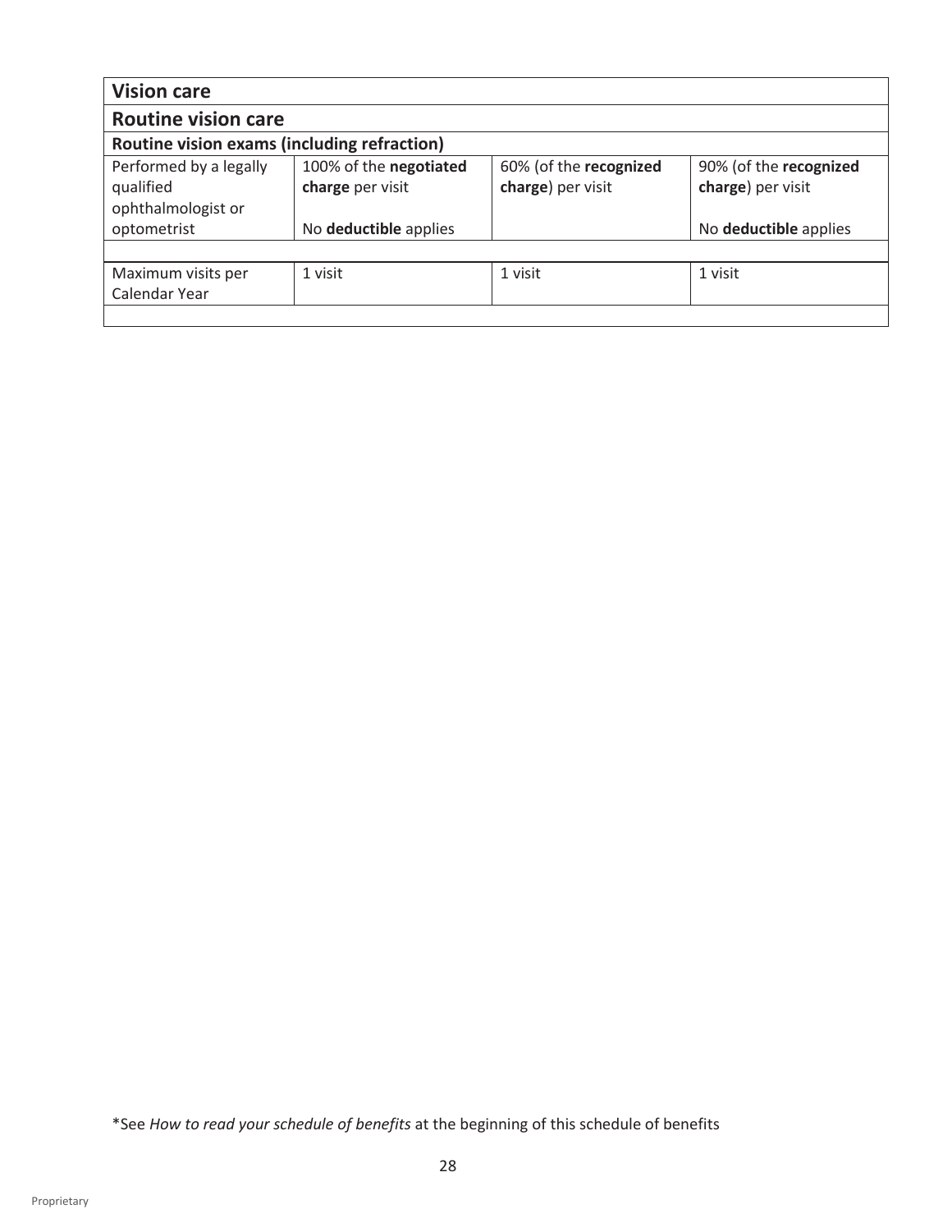| Vision care | | | |
|---|---|---|---|
| **Routine vision care** | | | |
| **Routine vision exams (including refraction)** | | | |
| Performed by a legally qualified ophthalmologist or optometrist | 100% of the **negotiated charge** per visit<br><br>No **deductible** applies | 60% (of the **recognized charge**) per visit | 90% (of the **recognized charge**) per visit<br><br>No **deductible** applies |
| | | | |
| Maximum visits per Calendar Year | 1 visit | 1 visit | 1 visit |
| | | | |

*See *How to read your schedule of benefits* at the beginning of this schedule of benefits

Proprietary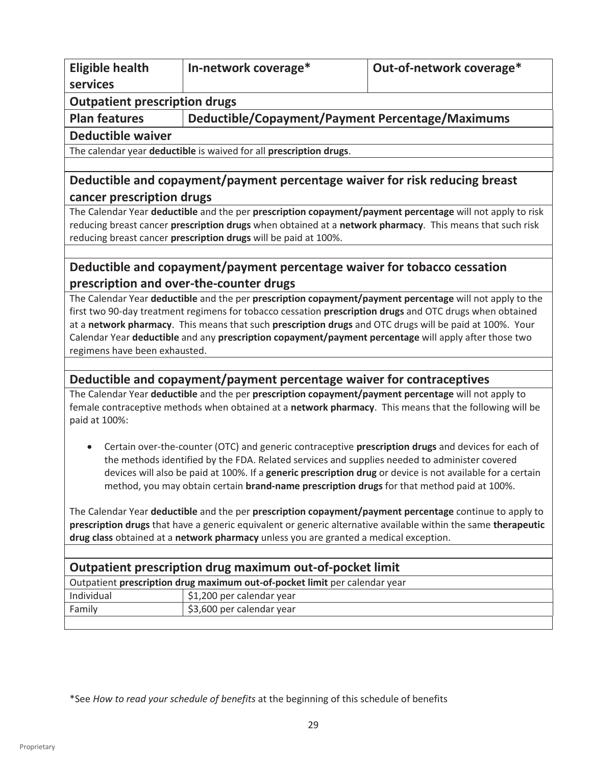| Eligible health services | In-network coverage* | Out-of-network coverage* |
|---|---|---|
| **Outpatient prescription drugs** | | |
| **Plan features** | **Deductible/Copayment/Payment Percentage/Maximums** | |

## Deductible waiver

The calendar year **deductible** is waived for all **prescription drugs**.

## Deductible and copayment/payment percentage waiver for risk reducing breast cancer prescription drugs

The Calendar Year **deductible** and the per **prescription copayment/payment percentage** will not apply to risk reducing breast cancer **prescription drugs** when obtained at a **network pharmacy**. This means that such risk reducing breast cancer **prescription drugs** will be paid at 100%.

## Deductible and copayment/payment percentage waiver for tobacco cessation prescription and over-the-counter drugs

The Calendar Year **deductible** and the per **prescription copayment/payment percentage** will not apply to the first two 90-day treatment regimens for tobacco cessation **prescription drugs** and OTC drugs when obtained at a **network pharmacy**. This means that such **prescription drugs** and OTC drugs will be paid at 100%. Your Calendar Year **deductible** and any **prescription copayment/payment percentage** will apply after those two regimens have been exhausted.

## Deductible and copayment/payment percentage waiver for contraceptives

The Calendar Year **deductible** and the per **prescription copayment/payment percentage** will not apply to female contraceptive methods when obtained at a **network pharmacy**. This means that the following will be paid at 100%:

- Certain over-the-counter (OTC) and generic contraceptive **prescription drugs** and devices for each of the methods identified by the FDA. Related services and supplies needed to administer covered devices will also be paid at 100%. If a **generic prescription drug** or device is not available for a certain method, you may obtain certain **brand-name prescription drugs** for that method paid at 100%.

The Calendar Year **deductible** and the per **prescription copayment/payment percentage** continue to apply to **prescription drugs** that have a generic equivalent or generic alternative available within the same **therapeutic drug class** obtained at a **network pharmacy** unless you are granted a medical exception.

## Outpatient prescription drug maximum out-of-pocket limit

Outpatient **prescription drug maximum out-of-pocket limit** per calendar year

| | |
|---|---|
| Individual | $1,200 per calendar year |
| Family | $3,600 per calendar year |

*See *How to read your schedule of benefits* at the beginning of this schedule of benefits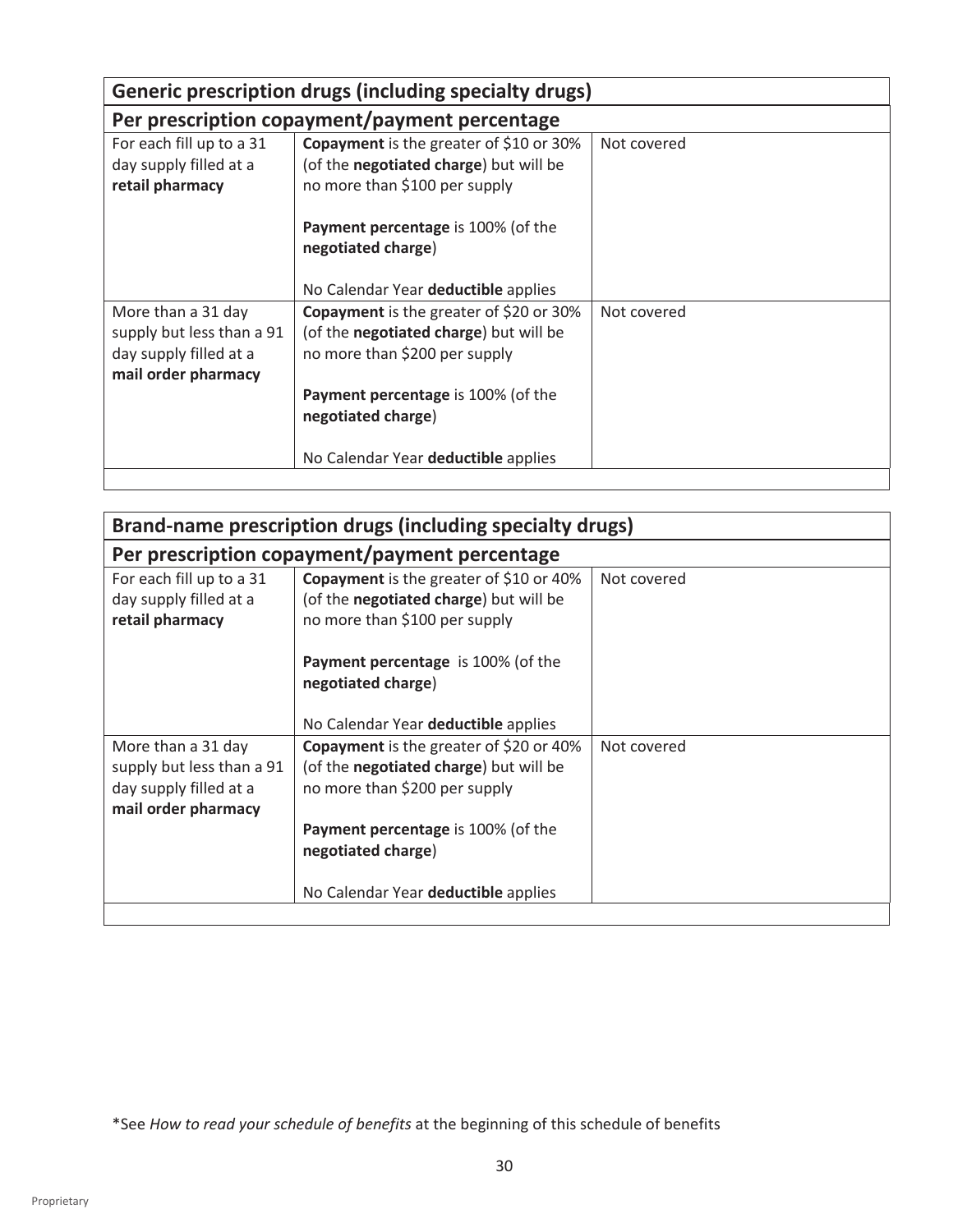| Generic prescription drugs (including specialty drugs) | | |
|---|---|---|
| **Per prescription copayment/payment percentage** | | |
| For each fill up to a 31 day supply filled at a **retail pharmacy** | **Copayment** is the greater of $10 or 30% (of the **negotiated charge**) but will be no more than $100 per supply<br><br>**Payment percentage** is 100% (of the **negotiated charge**)<br><br>No Calendar Year **deductible** applies | Not covered |
| More than a 31 day supply but less than a 91 day supply filled at a **mail order pharmacy** | **Copayment** is the greater of $20 or 30% (of the **negotiated charge**) but will be no more than $200 per supply<br><br>**Payment percentage** is 100% (of the **negotiated charge**)<br><br>No Calendar Year **deductible** applies | Not covered |

| Brand-name prescription drugs (including specialty drugs) | | |
|---|---|---|
| **Per prescription copayment/payment percentage** | | |
| For each fill up to a 31 day supply filled at a **retail pharmacy** | **Copayment** is the greater of $10 or 40% (of the **negotiated charge**) but will be no more than $100 per supply<br><br>**Payment percentage** is 100% (of the **negotiated charge**)<br><br>No Calendar Year **deductible** applies | Not covered |
| More than a 31 day supply but less than a 91 day supply filled at a **mail order pharmacy** | **Copayment** is the greater of $20 or 40% (of the **negotiated charge**) but will be no more than $200 per supply<br><br>**Payment percentage** is 100% (of the **negotiated charge**)<br><br>No Calendar Year **deductible** applies | Not covered |

*See *How to read your schedule of benefits* at the beginning of this schedule of benefits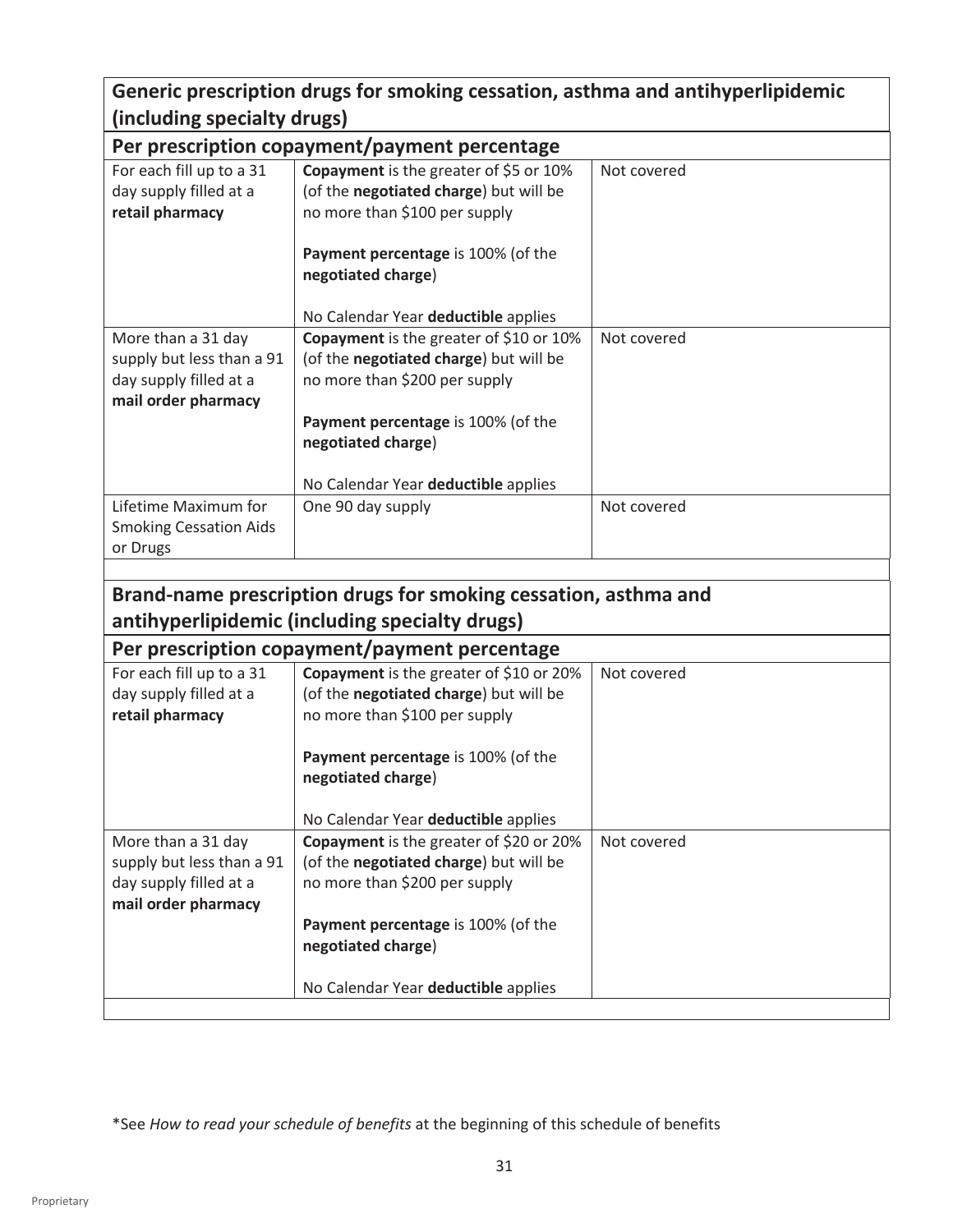## Generic prescription drugs for smoking cessation, asthma and antihyperlipidemic (including specialty drugs)

### Per prescription copayment/payment percentage

| | | |
|---|---|---|
| For each fill up to a 31 day supply filled at a **retail pharmacy** | **Copayment** is the greater of $5 or 10% (of the **negotiated charge**) but will be no more than $100 per supply<br><br>**Payment percentage** is 100% (of the **negotiated charge**)<br><br>No Calendar Year **deductible** applies | Not covered |
| More than a 31 day supply but less than a 91 day supply filled at a **mail order pharmacy** | **Copayment** is the greater of $10 or 10% (of the **negotiated charge**) but will be no more than $200 per supply<br><br>**Payment percentage** is 100% (of the **negotiated charge**)<br><br>No Calendar Year **deductible** applies | Not covered |
| Lifetime Maximum for Smoking Cessation Aids or Drugs | One 90 day supply | Not covered |

## Brand-name prescription drugs for smoking cessation, asthma and antihyperlipidemic (including specialty drugs)

### Per prescription copayment/payment percentage

| | | |
|---|---|---|
| For each fill up to a 31 day supply filled at a **retail pharmacy** | **Copayment** is the greater of $10 or 20% (of the **negotiated charge**) but will be no more than $100 per supply<br><br>**Payment percentage** is 100% (of the **negotiated charge**)<br><br>No Calendar Year **deductible** applies | Not covered |
| More than a 31 day supply but less than a 91 day supply filled at a **mail order pharmacy** | **Copayment** is the greater of $20 or 20% (of the **negotiated charge**) but will be no more than $200 per supply<br><br>**Payment percentage** is 100% (of the **negotiated charge**)<br><br>No Calendar Year **deductible** applies | Not covered |

*See *How to read your schedule of benefits* at the beginning of this schedule of benefits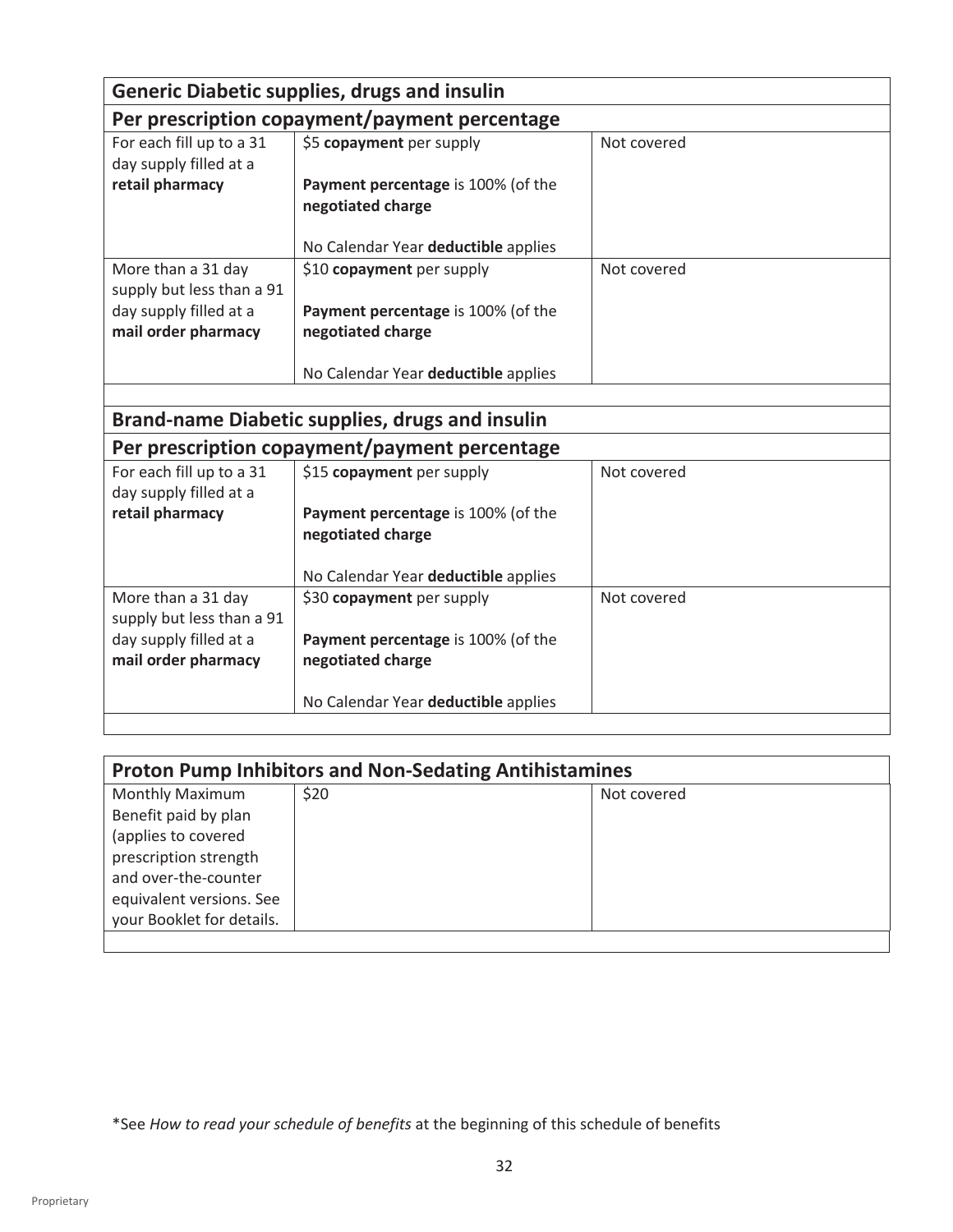| Generic Diabetic supplies, drugs and insulin | | |
|---|---|---|
| **Per prescription copayment/payment percentage** | | |
| For each fill up to a 31 day supply filled at a **retail pharmacy** | $5 **copayment** per supply<br><br>**Payment percentage** is 100% (of the **negotiated charge**<br><br>No Calendar Year **deductible** applies | Not covered |
| More than a 31 day supply but less than a 91 day supply filled at a **mail order pharmacy** | $10 **copayment** per supply<br><br>**Payment percentage** is 100% (of the **negotiated charge**<br><br>No Calendar Year **deductible** applies | Not covered |
| | | |
| **Brand-name Diabetic supplies, drugs and insulin** | | |
| **Per prescription copayment/payment percentage** | | |
| For each fill up to a 31 day supply filled at a **retail pharmacy** | $15 **copayment** per supply<br><br>**Payment percentage** is 100% (of the **negotiated charge**<br><br>No Calendar Year **deductible** applies | Not covered |
| More than a 31 day supply but less than a 91 day supply filled at a **mail order pharmacy** | $30 **copayment** per supply<br><br>**Payment percentage** is 100% (of the **negotiated charge**<br><br>No Calendar Year **deductible** applies | Not covered |

| Proton Pump Inhibitors and Non-Sedating Antihistamines | | |
|---|---|---|
| Monthly Maximum Benefit paid by plan (applies to covered prescription strength and over-the-counter equivalent versions. See your Booklet for details. | $20 | Not covered |

*See *How to read your schedule of benefits* at the beginning of this schedule of benefits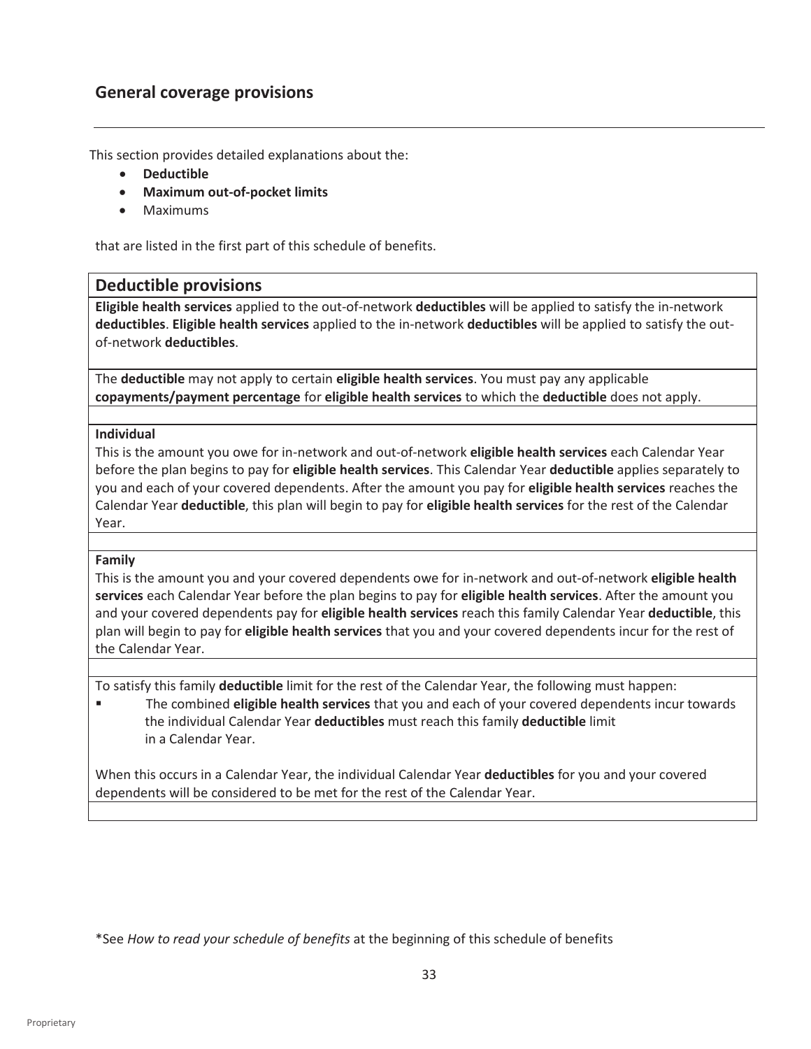## General coverage provisions

This section provides detailed explanations about the:

- **Deductible**
- **Maximum out-of-pocket limits**
- Maximums

that are listed in the first part of this schedule of benefits.

### Deductible provisions

**Eligible health services** applied to the out-of-network **deductibles** will be applied to satisfy the in-network **deductibles**. **Eligible health services** applied to the in-network **deductibles** will be applied to satisfy the out-of-network **deductibles**.

The **deductible** may not apply to certain **eligible health services**. You must pay any applicable **copayments/payment percentage** for **eligible health services** to which the **deductible** does not apply.

**Individual**

This is the amount you owe for in-network and out-of-network **eligible health services** each Calendar Year before the plan begins to pay for **eligible health services**. This Calendar Year **deductible** applies separately to you and each of your covered dependents. After the amount you pay for **eligible health services** reaches the Calendar Year **deductible**, this plan will begin to pay for **eligible health services** for the rest of the Calendar Year.

**Family**

This is the amount you and your covered dependents owe for in-network and out-of-network **eligible health services** each Calendar Year before the plan begins to pay for **eligible health services**. After the amount you and your covered dependents pay for **eligible health services** reach this family Calendar Year **deductible**, this plan will begin to pay for **eligible health services** that you and your covered dependents incur for the rest of the Calendar Year.

To satisfy this family **deductible** limit for the rest of the Calendar Year, the following must happen:

- The combined **eligible health services** that you and each of your covered dependents incur towards the individual Calendar Year **deductibles** must reach this family **deductible** limit in a Calendar Year.

When this occurs in a Calendar Year, the individual Calendar Year **deductibles** for you and your covered dependents will be considered to be met for the rest of the Calendar Year.

*See *How to read your schedule of benefits* at the beginning of this schedule of benefits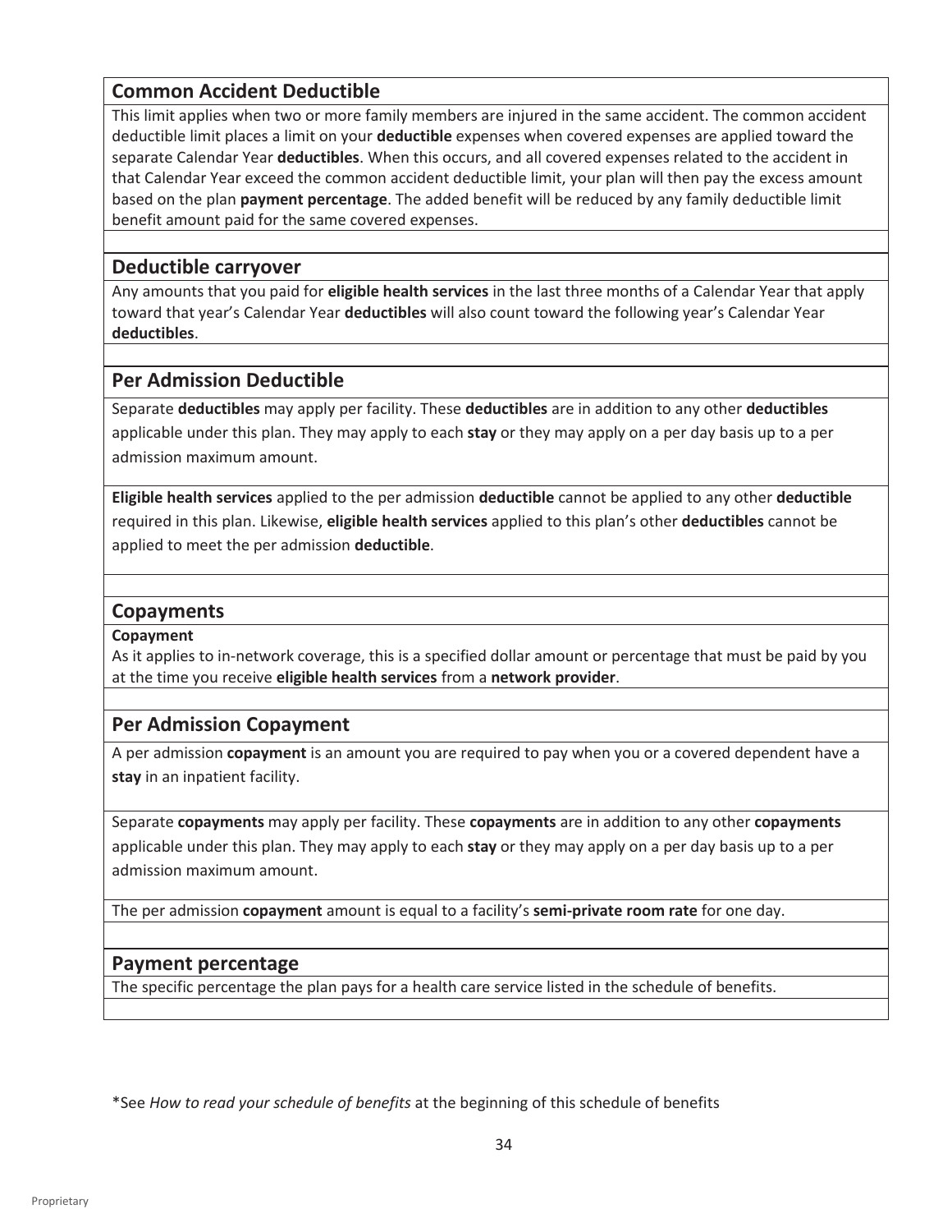## Common Accident Deductible

This limit applies when two or more family members are injured in the same accident. The common accident deductible limit places a limit on your **deductible** expenses when covered expenses are applied toward the separate Calendar Year **deductibles**. When this occurs, and all covered expenses related to the accident in that Calendar Year exceed the common accident deductible limit, your plan will then pay the excess amount based on the plan **payment percentage**. The added benefit will be reduced by any family deductible limit benefit amount paid for the same covered expenses.

## Deductible carryover

Any amounts that you paid for **eligible health services** in the last three months of a Calendar Year that apply toward that year's Calendar Year **deductibles** will also count toward the following year's Calendar Year **deductibles**.

## Per Admission Deductible

Separate **deductibles** may apply per facility. These **deductibles** are in addition to any other **deductibles** applicable under this plan. They may apply to each **stay** or they may apply on a per day basis up to a per admission maximum amount.

**Eligible health services** applied to the per admission **deductible** cannot be applied to any other **deductible** required in this plan. Likewise, **eligible health services** applied to this plan's other **deductibles** cannot be applied to meet the per admission **deductible**.

## Copayments

**Copayment**

As it applies to in-network coverage, this is a specified dollar amount or percentage that must be paid by you at the time you receive **eligible health services** from a **network provider**.

## Per Admission Copayment

A per admission **copayment** is an amount you are required to pay when you or a covered dependent have a **stay** in an inpatient facility.

Separate **copayments** may apply per facility. These **copayments** are in addition to any other **copayments** applicable under this plan. They may apply to each **stay** or they may apply on a per day basis up to a per admission maximum amount.

The per admission **copayment** amount is equal to a facility's **semi-private room rate** for one day.

## Payment percentage

The specific percentage the plan pays for a health care service listed in the schedule of benefits.

*See *How to read your schedule of benefits* at the beginning of this schedule of benefits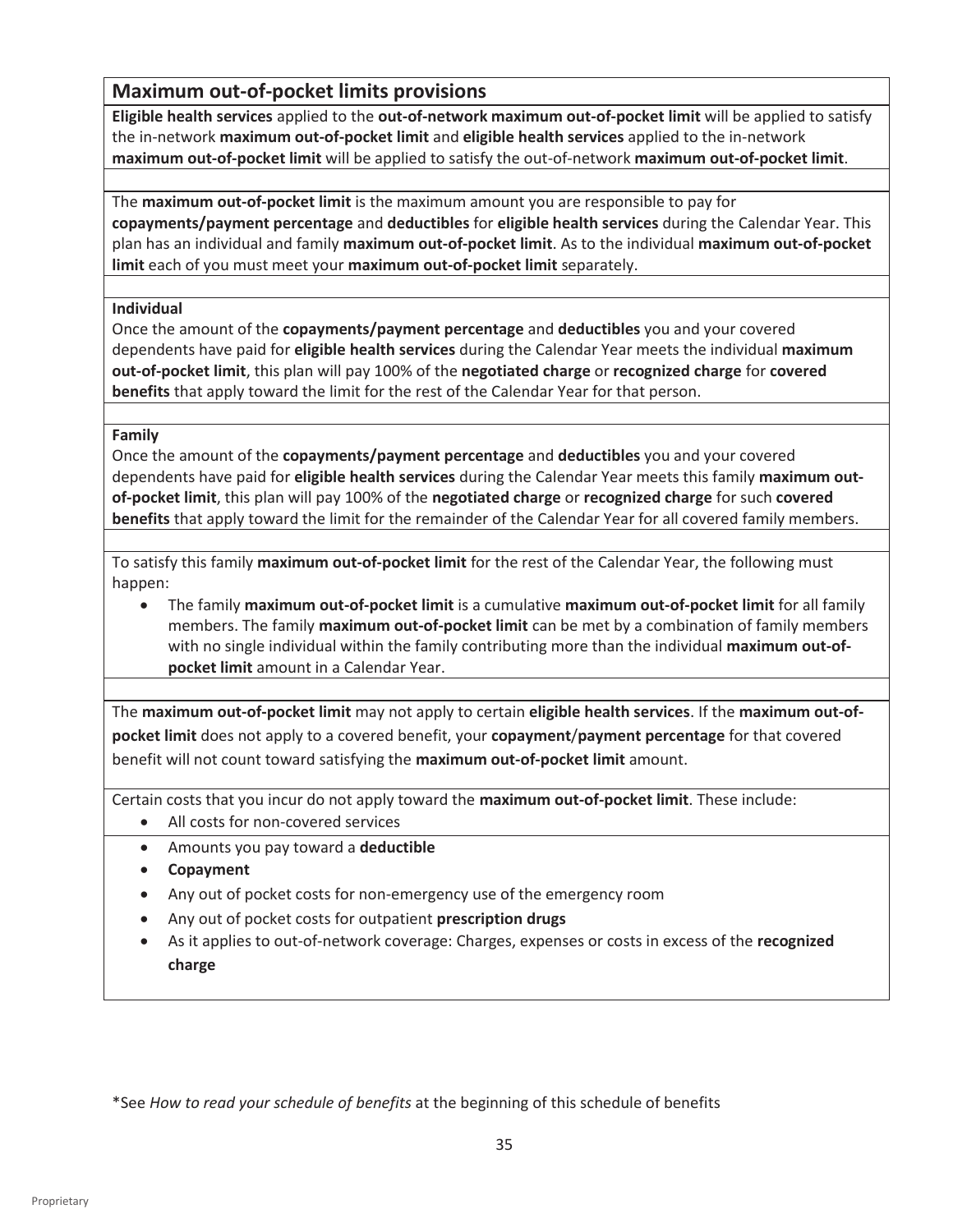## Maximum out-of-pocket limits provisions

**Eligible health services** applied to the **out-of-network maximum out-of-pocket limit** will be applied to satisfy the in-network **maximum out-of-pocket limit** and **eligible health services** applied to the in-network **maximum out-of-pocket limit** will be applied to satisfy the out-of-network **maximum out-of-pocket limit**.

The **maximum out-of-pocket limit** is the maximum amount you are responsible to pay for **copayments/payment percentage** and **deductibles** for **eligible health services** during the Calendar Year. This plan has an individual and family **maximum out-of-pocket limit**. As to the individual **maximum out-of-pocket limit** each of you must meet your **maximum out-of-pocket limit** separately.

**Individual**

Once the amount of the **copayments/payment percentage** and **deductibles** you and your covered dependents have paid for **eligible health services** during the Calendar Year meets the individual **maximum out-of-pocket limit**, this plan will pay 100% of the **negotiated charge** or **recognized charge** for **covered benefits** that apply toward the limit for the rest of the Calendar Year for that person.

**Family**

Once the amount of the **copayments/payment percentage** and **deductibles** you and your covered dependents have paid for **eligible health services** during the Calendar Year meets this family **maximum out-of-pocket limit**, this plan will pay 100% of the **negotiated charge** or **recognized charge** for such **covered benefits** that apply toward the limit for the remainder of the Calendar Year for all covered family members.

To satisfy this family **maximum out-of-pocket limit** for the rest of the Calendar Year, the following must happen:

- The family **maximum out-of-pocket limit** is a cumulative **maximum out-of-pocket limit** for all family members. The family **maximum out-of-pocket limit** can be met by a combination of family members with no single individual within the family contributing more than the individual **maximum out-of-pocket limit** amount in a Calendar Year.

The **maximum out-of-pocket limit** may not apply to certain **eligible health services**. If the **maximum out-of-pocket limit** does not apply to a covered benefit, your **copayment**/**payment percentage** for that covered benefit will not count toward satisfying the **maximum out-of-pocket limit** amount.

Certain costs that you incur do not apply toward the **maximum out-of-pocket limit**. These include:

- All costs for non-covered services
- Amounts you pay toward a **deductible**
- **Copayment**
- Any out of pocket costs for non-emergency use of the emergency room
- Any out of pocket costs for outpatient **prescription drugs**
- As it applies to out-of-network coverage: Charges, expenses or costs in excess of the **recognized charge**

*See *How to read your schedule of benefits* at the beginning of this schedule of benefits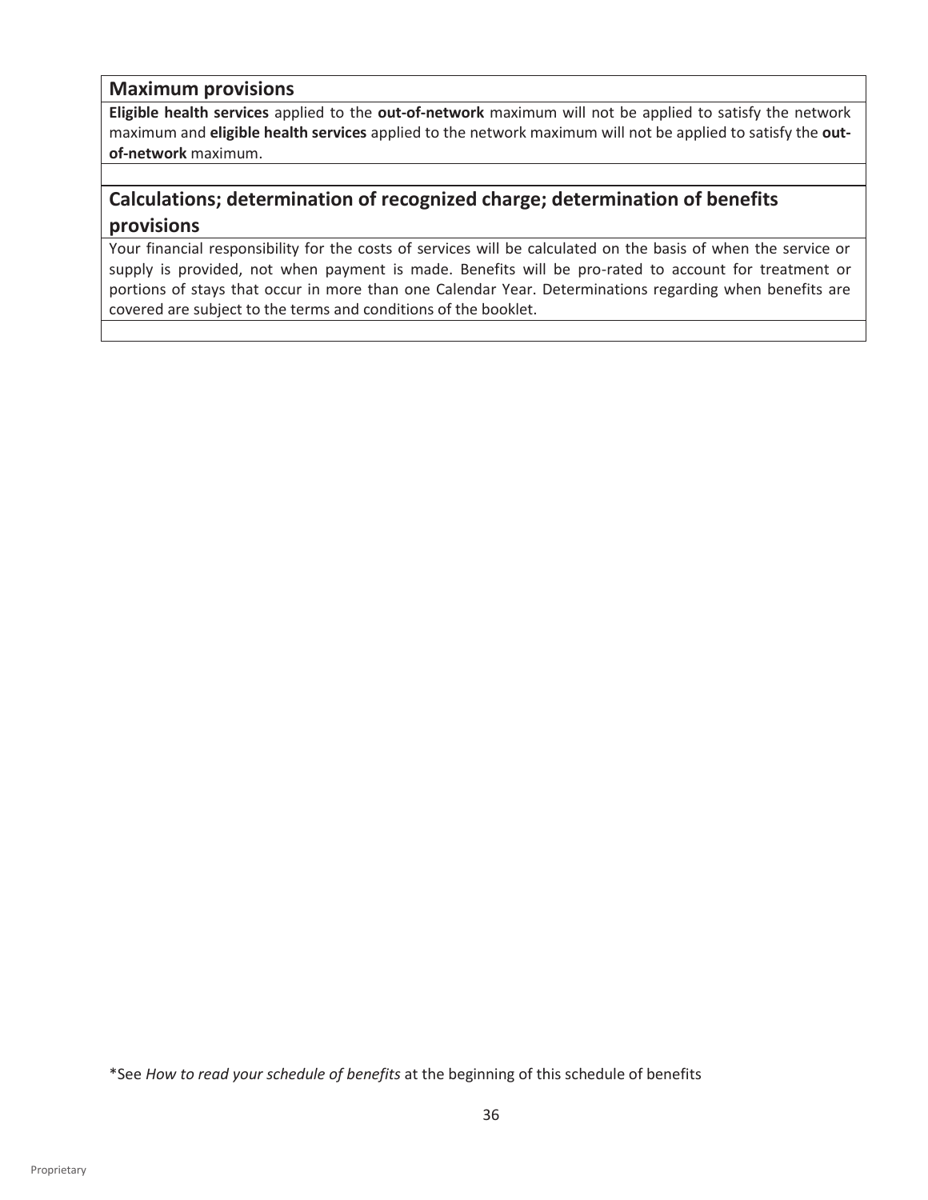## Maximum provisions

**Eligible health services** applied to the **out-of-network** maximum will not be applied to satisfy the network maximum and **eligible health services** applied to the network maximum will not be applied to satisfy the **out-of-network** maximum.

## Calculations; determination of recognized charge; determination of benefits provisions

Your financial responsibility for the costs of services will be calculated on the basis of when the service or supply is provided, not when payment is made. Benefits will be pro-rated to account for treatment or portions of stays that occur in more than one Calendar Year. Determinations regarding when benefits are covered are subject to the terms and conditions of the booklet.

*See *How to read your schedule of benefits* at the beginning of this schedule of benefits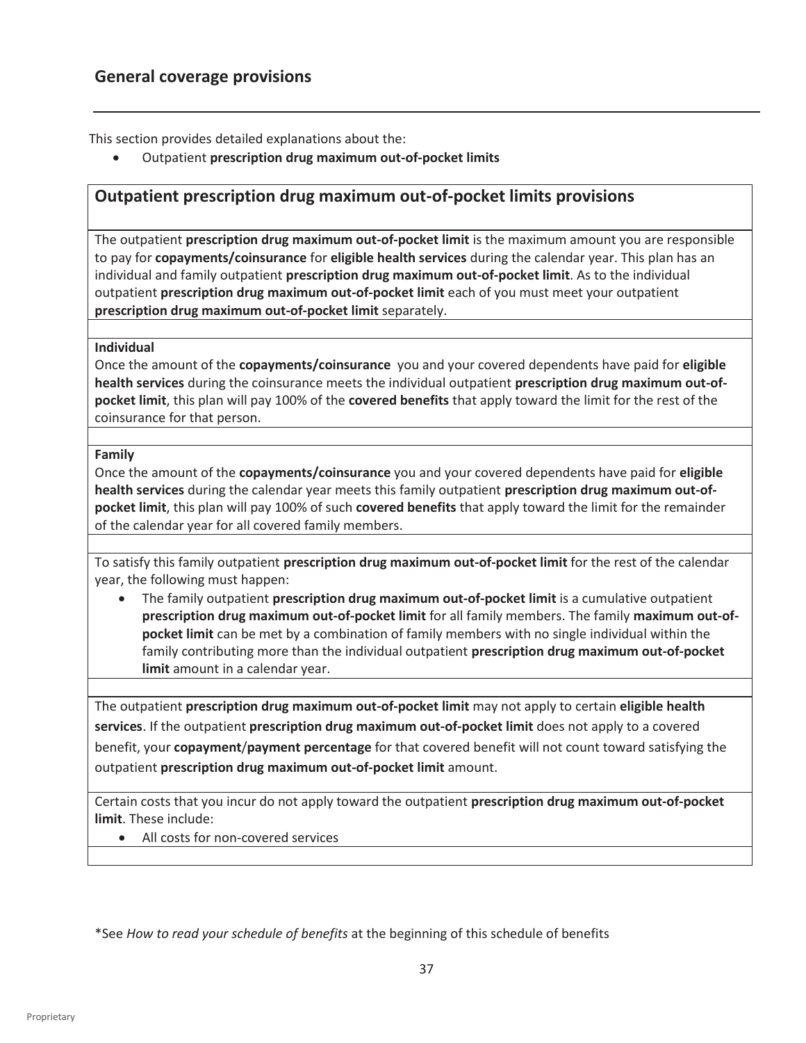## General coverage provisions

This section provides detailed explanations about the:

- Outpatient **prescription drug maximum out-of-pocket limits**

### Outpatient prescription drug maximum out-of-pocket limits provisions

The outpatient **prescription drug maximum out-of-pocket limit** is the maximum amount you are responsible to pay for **copayments/coinsurance** for **eligible health services** during the calendar year. This plan has an individual and family outpatient **prescription drug maximum out-of-pocket limit**. As to the individual outpatient **prescription drug maximum out-of-pocket limit** each of you must meet your outpatient **prescription drug maximum out-of-pocket limit** separately.

**Individual**
Once the amount of the **copayments/coinsurance** you and your covered dependents have paid for **eligible health services** during the coinsurance meets the individual outpatient **prescription drug maximum out-of-pocket limit**, this plan will pay 100% of the **covered benefits** that apply toward the limit for the rest of the coinsurance for that person.

**Family**
Once the amount of the **copayments/coinsurance** you and your covered dependents have paid for **eligible health services** during the calendar year meets this family outpatient **prescription drug maximum out-of-pocket limit**, this plan will pay 100% of such **covered benefits** that apply toward the limit for the remainder of the calendar year for all covered family members.

To satisfy this family outpatient **prescription drug maximum out-of-pocket limit** for the rest of the calendar year, the following must happen:

- The family outpatient **prescription drug maximum out-of-pocket limit** is a cumulative outpatient **prescription drug maximum out-of-pocket limit** for all family members. The family **maximum out-of-pocket limit** can be met by a combination of family members with no single individual within the family contributing more than the individual outpatient **prescription drug maximum out-of-pocket limit** amount in a calendar year.

The outpatient **prescription drug maximum out-of-pocket limit** may not apply to certain **eligible health services**. If the outpatient **prescription drug maximum out-of-pocket limit** does not apply to a covered benefit, your **copayment**/**payment percentage** for that covered benefit will not count toward satisfying the outpatient **prescription drug maximum out-of-pocket limit** amount.

Certain costs that you incur do not apply toward the outpatient **prescription drug maximum out-of-pocket limit**. These include:

- All costs for non-covered services

*See *How to read your schedule of benefits* at the beginning of this schedule of benefits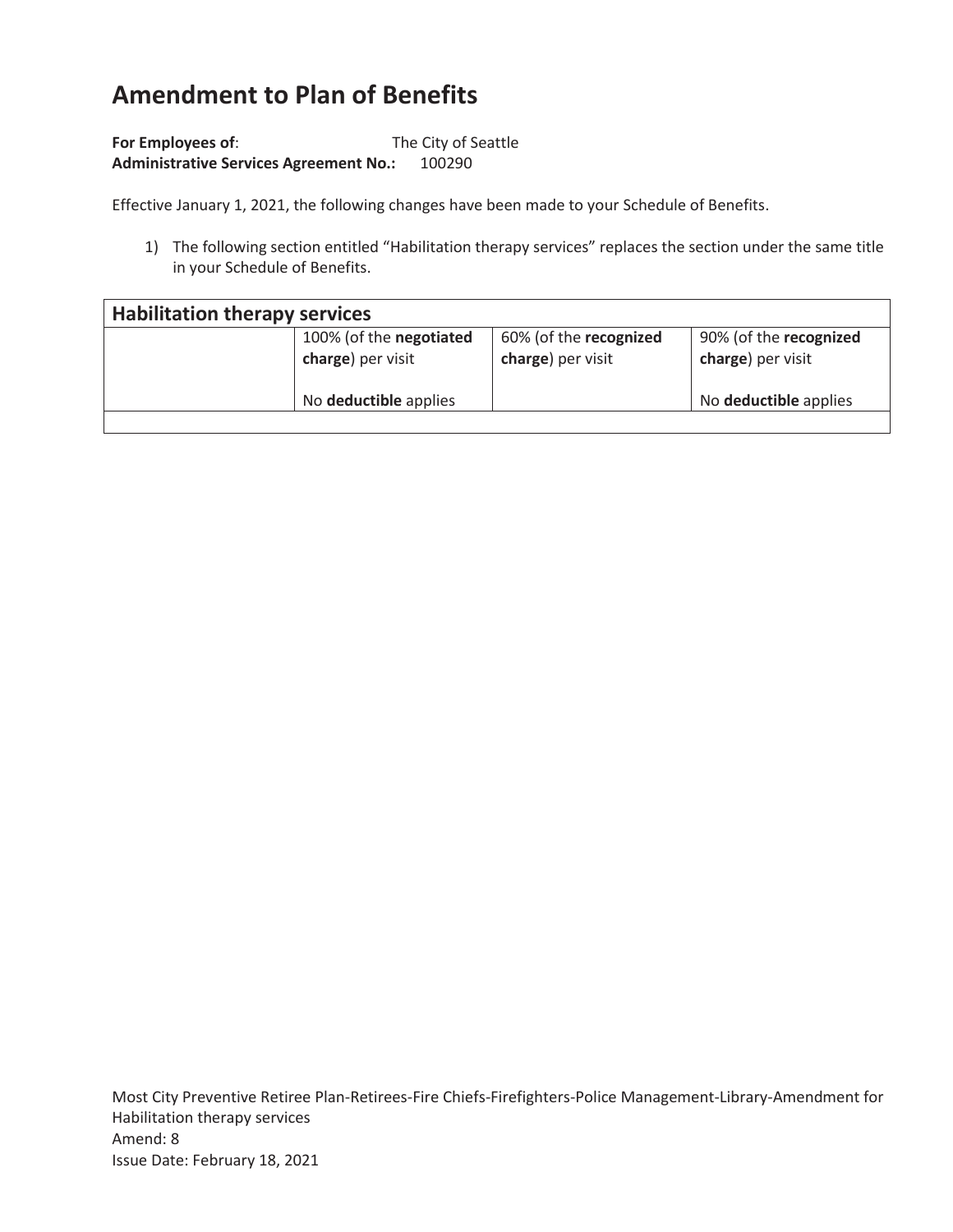# Amendment to Plan of Benefits

**For Employees of**: The City of Seattle
**Administrative Services Agreement No.:** 100290

Effective January 1, 2021, the following changes have been made to your Schedule of Benefits.

1) The following section entitled "Habilitation therapy services" replaces the section under the same title in your Schedule of Benefits.

| **Habilitation therapy services** | | | |
|---|---|---|---|
| | 100% (of the **negotiated charge**) per visit<br><br>No **deductible** applies | 60% (of the **recognized charge**) per visit | 90% (of the **recognized charge**) per visit<br><br>No **deductible** applies |
| | | | |

Most City Preventive Retiree Plan-Retirees-Fire Chiefs-Firefighters-Police Management-Library-Amendment for Habilitation therapy services
Amend: 8
Issue Date: February 18, 2021